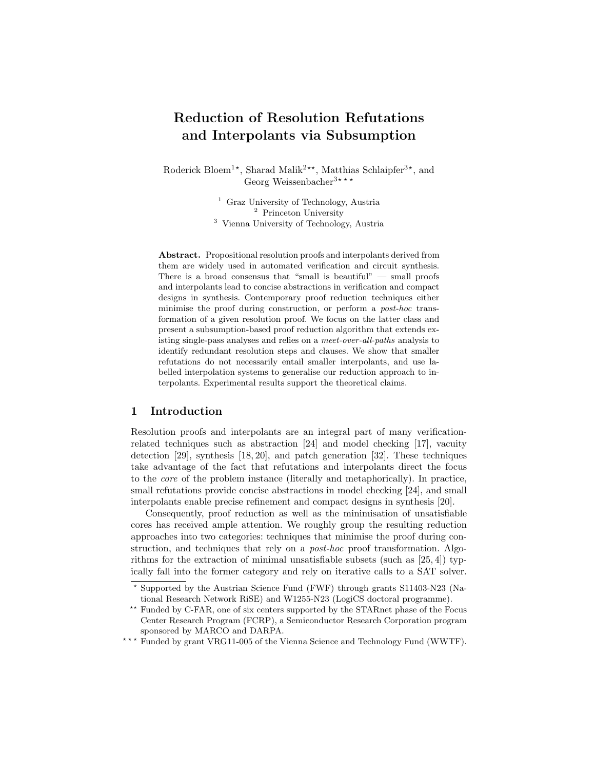# Reduction of Resolution Refutations and Interpolants via Subsumption

Roderick Bloem[1⋆], Sharad Malik[2⋆⋆], Matthias Schlaipfer[3⋆], and Georg Weissenbacher[3⋆⋆⋆]

[1] Graz University of Technology, Austria
[2] Princeton University
[3] Vienna University of Technology, Austria

**Abstract.** Propositional resolution proofs and interpolants derived from them are widely used in automated verification and circuit synthesis. There is a broad consensus that "small is beautiful" — small proofs and interpolants lead to concise abstractions in verification and compact designs in synthesis. Contemporary proof reduction techniques either minimise the proof during construction, or perform a *post-hoc* transformation of a given resolution proof. We focus on the latter class and present a subsumption-based proof reduction algorithm that extends existing single-pass analyses and relies on a *meet-over-all-paths* analysis to identify redundant resolution steps and clauses. We show that smaller refutations do not necessarily entail smaller interpolants, and use labelled interpolation systems to generalise our reduction approach to interpolants. Experimental results support the theoretical claims.

## 1 Introduction

Resolution proofs and interpolants are an integral part of many verification-related techniques such as abstraction [24] and model checking [17], vacuity detection [29], synthesis [18, 20], and patch generation [32]. These techniques take advantage of the fact that refutations and interpolants direct the focus to the *core* of the problem instance (literally and metaphorically). In practice, small refutations provide concise abstractions in model checking [24], and small interpolants enable precise refinement and compact designs in synthesis [20].

Consequently, proof reduction as well as the minimisation of unsatisfiable cores has received ample attention. We roughly group the resulting reduction approaches into two categories: techniques that minimise the proof during construction, and techniques that rely on a *post-hoc* proof transformation. Algorithms for the extraction of minimal unsatisfiable subsets (such as [25, 4]) typically fall into the former category and rely on iterative calls to a SAT solver.

⋆ Supported by the Austrian Science Fund (FWF) through grants S11403-N23 (National Research Network RiSE) and W1255-N23 (LogiCS doctoral programme).

⋆⋆ Funded by C-FAR, one of six centers supported by the STARnet phase of the Focus Center Research Program (FCRP), a Semiconductor Research Corporation program sponsored by MARCO and DARPA.

⋆⋆⋆ Funded by grant VRG11-005 of the Vienna Science and Technology Fund (WWTF).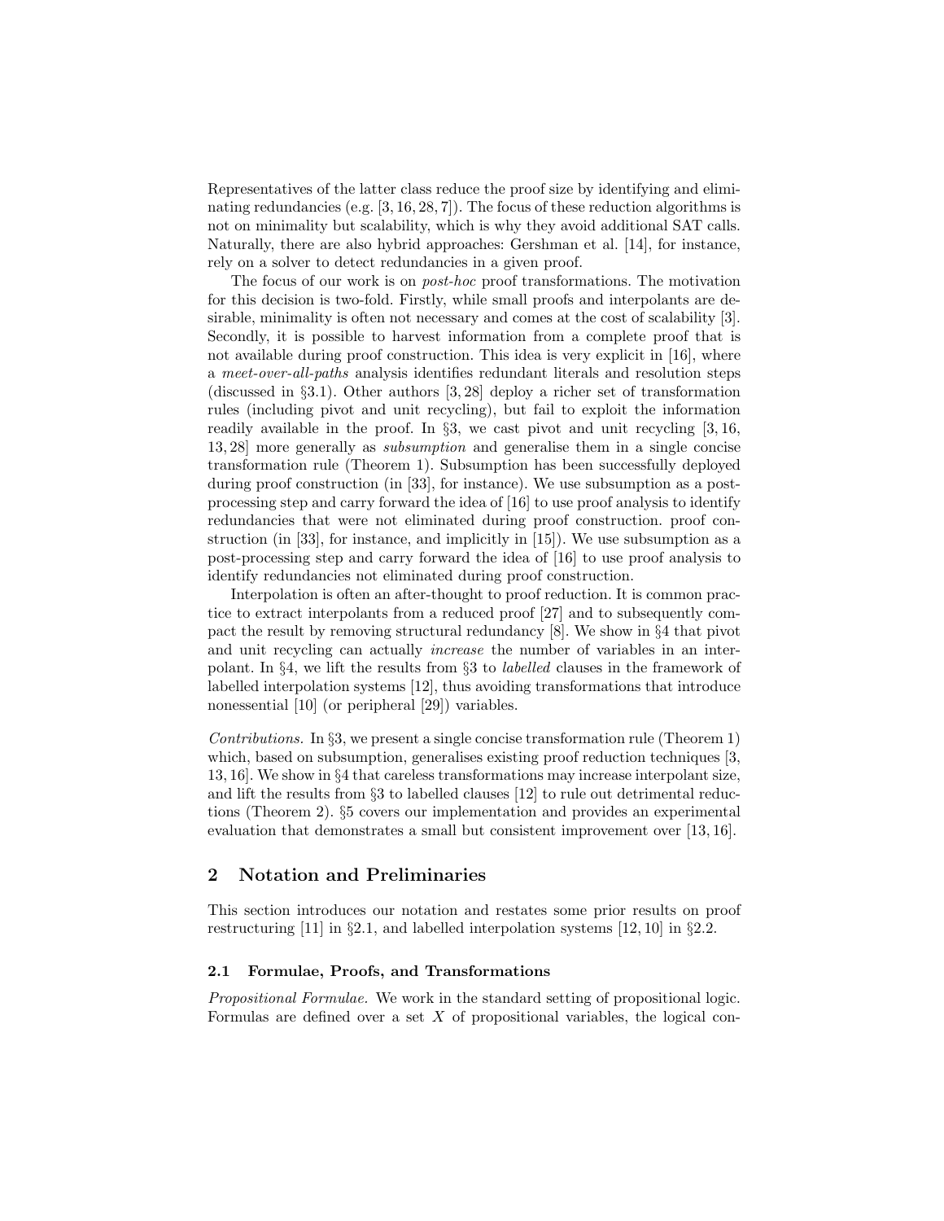Representatives of the latter class reduce the proof size by identifying and eliminating redundancies (e.g. [3, 16, 28, 7]). The focus of these reduction algorithms is not on minimality but scalability, which is why they avoid additional SAT calls. Naturally, there are also hybrid approaches: Gershman et al. [14], for instance, rely on a solver to detect redundancies in a given proof.

The focus of our work is on *post-hoc* proof transformations. The motivation for this decision is two-fold. Firstly, while small proofs and interpolants are desirable, minimality is often not necessary and comes at the cost of scalability [3]. Secondly, it is possible to harvest information from a complete proof that is not available during proof construction. This idea is very explicit in [16], where a *meet-over-all-paths* analysis identifies redundant literals and resolution steps (discussed in §3.1). Other authors [3, 28] deploy a richer set of transformation rules (including pivot and unit recycling), but fail to exploit the information readily available in the proof. In §3, we cast pivot and unit recycling [3, 16, 13, 28] more generally as *subsumption* and generalise them in a single concise transformation rule (Theorem 1). Subsumption has been successfully deployed during proof construction (in [33], for instance). We use subsumption as a post-processing step and carry forward the idea of [16] to use proof analysis to identify redundancies that were not eliminated during proof construction. proof construction (in [33], for instance, and implicitly in [15]). We use subsumption as a post-processing step and carry forward the idea of [16] to use proof analysis to identify redundancies not eliminated during proof construction.

Interpolation is often an after-thought to proof reduction. It is common practice to extract interpolants from a reduced proof [27] and to subsequently compact the result by removing structural redundancy [8]. We show in §4 that pivot and unit recycling can actually *increase* the number of variables in an interpolant. In §4, we lift the results from §3 to *labelled* clauses in the framework of labelled interpolation systems [12], thus avoiding transformations that introduce nonessential [10] (or peripheral [29]) variables.

*Contributions.* In §3, we present a single concise transformation rule (Theorem 1) which, based on subsumption, generalises existing proof reduction techniques [3, 13, 16]. We show in §4 that careless transformations may increase interpolant size, and lift the results from §3 to labelled clauses [12] to rule out detrimental reductions (Theorem 2). §5 covers our implementation and provides an experimental evaluation that demonstrates a small but consistent improvement over [13, 16].

## 2 Notation and Preliminaries

This section introduces our notation and restates some prior results on proof restructuring [11] in §2.1, and labelled interpolation systems [12, 10] in §2.2.

### 2.1 Formulae, Proofs, and Transformations

*Propositional Formulae.* We work in the standard setting of propositional logic. Formulas are defined over a set $X$ of propositional variables, the logical con-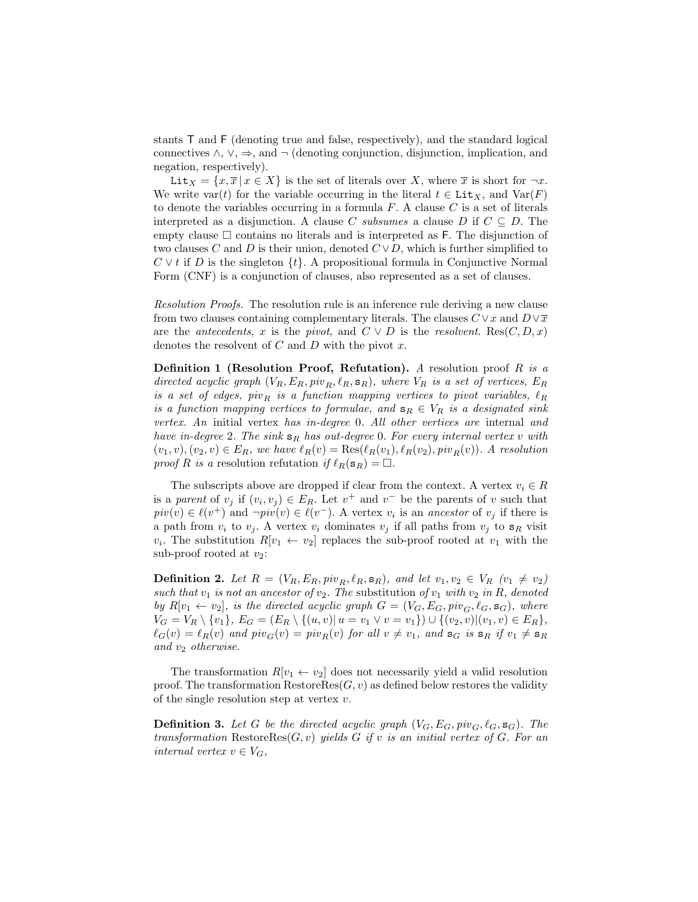stants $\mathsf{T}$ and $\mathsf{F}$ (denoting true and false, respectively), and the standard logical connectives $\wedge$, $\vee$, $\Rightarrow$, and $\neg$ (denoting conjunction, disjunction, implication, and negation, respectively).

$\mathtt{Lit}_X = \{x, \overline{x} \,|\, x \in X\}$ is the set of literals over $X$, where $\overline{x}$ is short for $\neg x$. We write $\text{var}(t)$ for the variable occurring in the literal $t \in \mathtt{Lit}_X$, and $\text{Var}(F)$ to denote the variables occurring in a formula $F$. A clause $C$ is a set of literals interpreted as a disjunction. A clause $C$ *subsumes* a clause $D$ if $C \subseteq D$. The empty clause $\square$ contains no literals and is interpreted as $\mathsf{F}$. The disjunction of two clauses $C$ and $D$ is their union, denoted $C \vee D$, which is further simplified to $C \vee t$ if $D$ is the singleton $\{t\}$. A propositional formula in Conjunctive Normal Form (CNF) is a conjunction of clauses, also represented as a set of clauses.

*Resolution Proofs.* The resolution rule is an inference rule deriving a new clause from two clauses containing complementary literals. The clauses $C \vee x$ and $D \vee \overline{x}$ are the *antecedents*, $x$ is the *pivot*, and $C \vee D$ is the *resolvent*. $\text{Res}(C, D, x)$ denotes the resolvent of $C$ and $D$ with the pivot $x$.

**Definition 1 (Resolution Proof, Refutation).** *A* resolution proof *$R$ is a directed acyclic graph $(V_R, E_R, piv_R, \ell_R, \mathtt{s}_R)$, where $V_R$ is a set of vertices, $E_R$ is a set of edges, $piv_R$ is a function mapping vertices to pivot variables, $\ell_R$ is a function mapping vertices to formulae, and $\mathtt{s}_R \in V_R$ is a designated sink vertex. An* initial vertex *has in-degree 0. All other vertices are* internal *and have in-degree 2. The sink $\mathtt{s}_R$ has out-degree 0. For every internal vertex $v$ with $(v_1, v), (v_2, v) \in E_R$, we have $\ell_R(v) = \text{Res}(\ell_R(v_1), \ell_R(v_2), piv_R(v))$. A resolution proof $R$ is a* resolution refutation *if $\ell_R(\mathtt{s}_R) = \square$.*

The subscripts above are dropped if clear from the context. A vertex $v_i \in R$ is a *parent* of $v_j$ if $(v_i, v_j) \in E_R$. Let $v^+$ and $v^-$ be the parents of $v$ such that $piv(v) \in \ell(v^+)$ and $\neg piv(v) \in \ell(v^-)$. A vertex $v_i$ is an *ancestor* of $v_j$ if there is a path from $v_i$ to $v_j$. A vertex $v_i$ dominates $v_j$ if all paths from $v_j$ to $\mathtt{s}_R$ visit $v_i$. The substitution $R[v_1 \leftarrow v_2]$ replaces the sub-proof rooted at $v_1$ with the sub-proof rooted at $v_2$:

**Definition 2.** *Let $R = (V_R, E_R, piv_R, \ell_R, \mathtt{s}_R)$, and let $v_1, v_2 \in V_R$ $(v_1 \neq v_2)$ such that $v_1$ is not an ancestor of $v_2$. The substitution of $v_1$ with $v_2$ in $R$, denoted by $R[v_1 \leftarrow v_2]$, is the directed acyclic graph $G = (V_G, E_G, piv_G, \ell_G, \mathtt{s}_G)$, where $V_G = V_R \setminus \{v_1\}$, $E_G = (E_R \setminus \{(u, v) | \, u = v_1 \vee v = v_1\}) \cup \{(v_2, v) | (v_1, v) \in E_R\}$, $\ell_G(v) = \ell_R(v)$ and $piv_G(v) = piv_R(v)$ for all $v \neq v_1$, and $\mathtt{s}_G$ is $\mathtt{s}_R$ if $v_1 \neq \mathtt{s}_R$ and $v_2$ otherwise.*

The transformation $R[v_1 \leftarrow v_2]$ does not necessarily yield a valid resolution proof. The transformation $\text{RestoreRes}(G, v)$ as defined below restores the validity of the single resolution step at vertex $v$.

**Definition 3.** *Let $G$ be the directed acyclic graph $(V_G, E_G, piv_G, \ell_G, \mathtt{s}_G)$. The transformation $\text{RestoreRes}(G, v)$ yields $G$ if $v$ is an initial vertex of $G$. For an internal vertex $v \in V_G$,*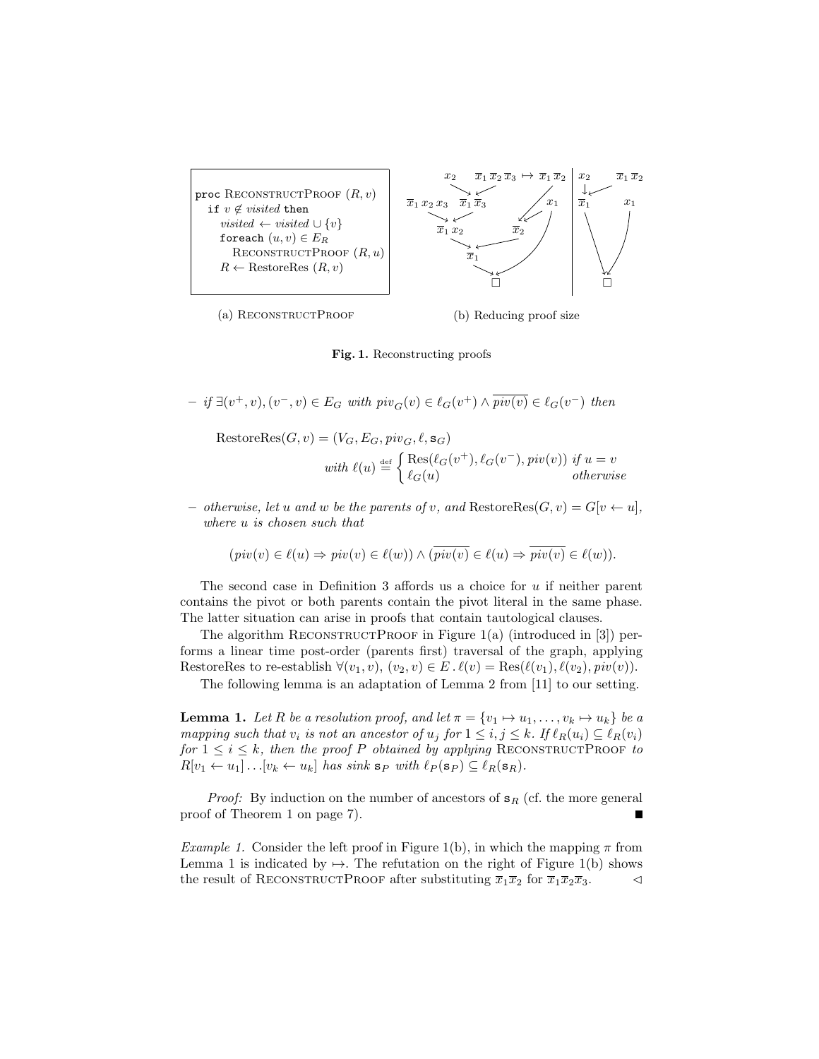```
proc ReconstructProof (R, v)
  if v ∉ visited then
    visited ← visited ∪ {v}
    foreach (u, v) ∈ E_R
      ReconstructProof (R, u)
    R ← RestoreRes (R, v)
```

(a) ReconstructProof

(b) Reducing proof size

**Fig. 1.** Reconstructing proofs

– *if* $\exists (v^+, v), (v^-, v) \in E_G$ *with* $piv_G(v) \in \ell_G(v^+) \wedge \overline{piv(v)} \in \ell_G(v^-)$ *then*

$$\text{RestoreRes}(G, v) = (V_G, E_G, piv_G, \ell, \mathtt{s}_G)$$

$$\text{with } \ell(u) \stackrel{\text{def}}{=} \begin{cases} \text{Res}(\ell_G(v^+), \ell_G(v^-), piv(v)) & \text{if } u = v \\ \ell_G(u) & \text{otherwise} \end{cases}$$

– *otherwise, let u and w be the parents of v, and* $\text{RestoreRes}(G, v) = G[v \leftarrow u]$, *where u is chosen such that*

$$(piv(v) \in \ell(u) \Rightarrow piv(v) \in \ell(w)) \wedge (\overline{piv(v)} \in \ell(u) \Rightarrow \overline{piv(v)} \in \ell(w)).$$

The second case in Definition 3 affords us a choice for $u$ if neither parent contains the pivot or both parents contain the pivot literal in the same phase. The latter situation can arise in proofs that contain tautological clauses.

The algorithm ReconstructProof in Figure 1(a) (introduced in [3]) performs a linear time post-order (parents first) traversal of the graph, applying RestoreRes to re-establish $\forall (v_1, v), (v_2, v) \in E \,.\, \ell(v) = \text{Res}(\ell(v_1), \ell(v_2), piv(v))$.

The following lemma is an adaptation of Lemma 2 from [11] to our setting.

**Lemma 1.** *Let R be a resolution proof, and let* $\pi = \{v_1 \mapsto u_1, \ldots, v_k \mapsto u_k\}$ *be a mapping such that* $v_i$ *is not an ancestor of* $u_j$ *for* $1 \leq i, j \leq k$. *If* $\ell_R(u_i) \subseteq \ell_R(v_i)$ *for* $1 \leq i \leq k$, *then the proof P obtained by applying* ReconstructProof *to* $R[v_1 \leftarrow u_1] \ldots [v_k \leftarrow u_k]$ *has sink* $\mathtt{s}_P$ *with* $\ell_P(\mathtt{s}_P) \subseteq \ell_R(\mathtt{s}_R)$.

*Proof:* By induction on the number of ancestors of $\mathtt{s}_R$ (cf. the more general proof of Theorem 1 on page 7). ■

*Example 1.* Consider the left proof in Figure 1(b), in which the mapping $\pi$ from Lemma 1 is indicated by $\mapsto$. The refutation on the right of Figure 1(b) shows the result of ReconstructProof after substituting $\overline{x}_1\overline{x}_2$ for $\overline{x}_1\overline{x}_2\overline{x}_3$. ◁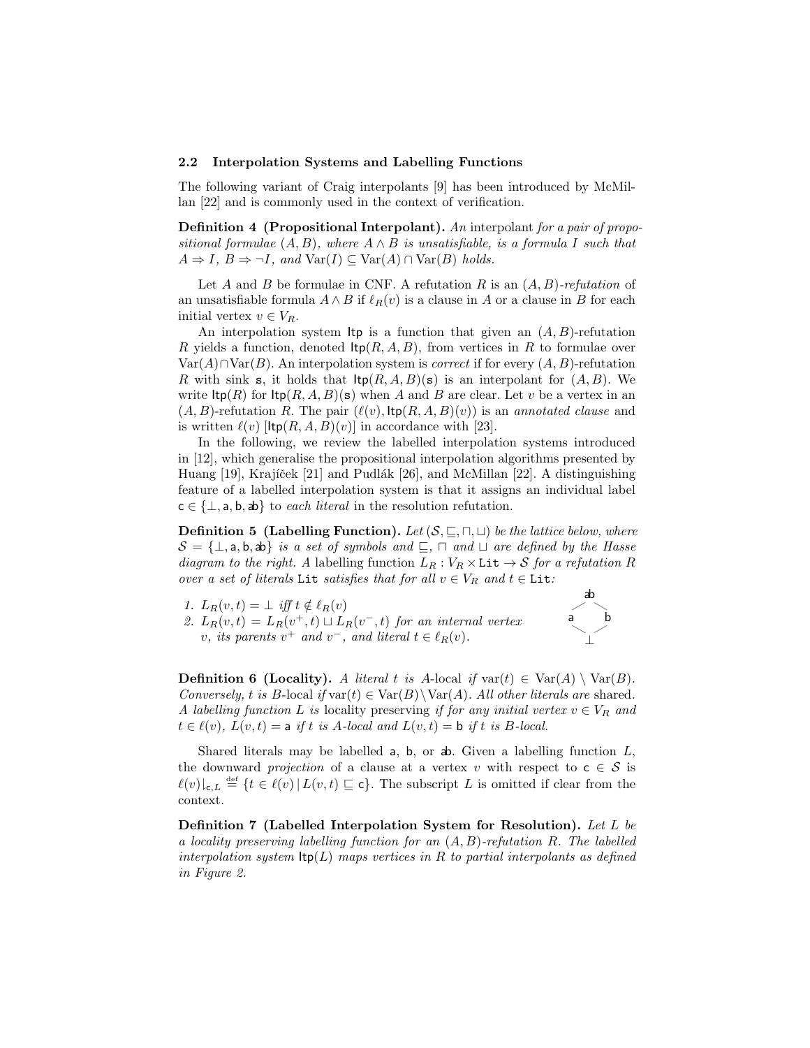### 2.2 Interpolation Systems and Labelling Functions

The following variant of Craig interpolants [9] has been introduced by McMillan [22] and is commonly used in the context of verification.

**Definition 4 (Propositional Interpolant).** *An* interpolant *for a pair of propositional formulae* $(A, B)$*, where* $A \wedge B$ *is unsatisfiable, is a formula* $I$ *such that* $A \Rightarrow I$*,* $B \Rightarrow \neg I$*, and* $\mathrm{Var}(I) \subseteq \mathrm{Var}(A) \cap \mathrm{Var}(B)$ *holds.*

Let $A$ and $B$ be formulae in CNF. A refutation $R$ is an $(A, B)$*-refutation* of an unsatisfiable formula $A \wedge B$ if $\ell_R(v)$ is a clause in $A$ or a clause in $B$ for each initial vertex $v \in V_R$.

An interpolation system $\mathsf{Itp}$ is a function that given an $(A, B)$-refutation $R$ yields a function, denoted $\mathsf{Itp}(R, A, B)$, from vertices in $R$ to formulae over $\mathrm{Var}(A) \cap \mathrm{Var}(B)$. An interpolation system is *correct* if for every $(A, B)$-refutation $R$ with sink $\mathsf{s}$, it holds that $\mathsf{Itp}(R, A, B)(\mathsf{s})$ is an interpolant for $(A, B)$. We write $\mathsf{Itp}(R)$ for $\mathsf{Itp}(R, A, B)(\mathsf{s})$ when $A$ and $B$ are clear. Let $v$ be a vertex in an $(A, B)$-refutation $R$. The pair $(\ell(v), \mathsf{Itp}(R, A, B)(v))$ is an *annotated clause* and is written $\ell(v)\ [\mathsf{Itp}(R, A, B)(v)]$ in accordance with [23].

In the following, we review the labelled interpolation systems introduced in [12], which generalise the propositional interpolation algorithms presented by Huang [19], Krajíček [21] and Pudlák [26], and McMillan [22]. A distinguishing feature of a labelled interpolation system is that it assigns an individual label $\mathsf{c} \in \{\bot, \mathsf{a}, \mathsf{b}, \mathsf{ab}\}$ to *each literal* in the resolution refutation.

**Definition 5 (Labelling Function).** *Let* $(\mathcal{S}, \sqsubseteq, \sqcap, \sqcup)$ *be the lattice below, where* $\mathcal{S} = \{\bot, \mathsf{a}, \mathsf{b}, \mathsf{ab}\}$ *is a set of symbols and* $\sqsubseteq$*,* $\sqcap$ *and* $\sqcup$ *are defined by the Hasse diagram to the right. A* labelling function $L_R : V_R \times \mathtt{Lit} \to \mathcal{S}$ *for a refutation* $R$ *over a set of literals* $\mathtt{Lit}$ *satisfies that for all* $v \in V_R$ *and* $t \in \mathtt{Lit}$*:*

1. $L_R(v, t) = \bot$ *iff* $t \notin \ell_R(v)$
2. $L_R(v, t) = L_R(v^+, t) \sqcup L_R(v^-, t)$ *for an internal vertex* $v$*, its parents* $v^+$ *and* $v^-$*, and literal* $t \in \ell_R(v)$*.*

**Definition 6 (Locality).** *A literal* $t$ *is* $A$-local *if* $\mathrm{var}(t) \in \mathrm{Var}(A) \setminus \mathrm{Var}(B)$*. Conversely,* $t$ *is* $B$-local *if* $\mathrm{var}(t) \in \mathrm{Var}(B) \setminus \mathrm{Var}(A)$*. All other literals are* shared*. A labelling function* $L$ *is* locality preserving *if for any initial vertex* $v \in V_R$ *and* $t \in \ell(v)$*,* $L(v, t) = \mathsf{a}$ *if* $t$ *is* $A$*-local and* $L(v, t) = \mathsf{b}$ *if* $t$ *is* $B$*-local.*

Shared literals may be labelled $\mathsf{a}$, $\mathsf{b}$, or $\mathsf{ab}$. Given a labelling function $L$, the downward *projection* of a clause at a vertex $v$ with respect to $\mathsf{c} \in \mathcal{S}$ is $\ell(v)|_{\mathsf{c},L} \overset{\text{def}}{=} \{t \in \ell(v) \mid L(v, t) \sqsubseteq \mathsf{c}\}$. The subscript $L$ is omitted if clear from the context.

**Definition 7 (Labelled Interpolation System for Resolution).** *Let* $L$ *be a locality preserving labelling function for an* $(A, B)$*-refutation* $R$*. The labelled interpolation system* $\mathsf{Itp}(L)$ *maps vertices in* $R$ *to partial interpolants as defined in Figure 2.*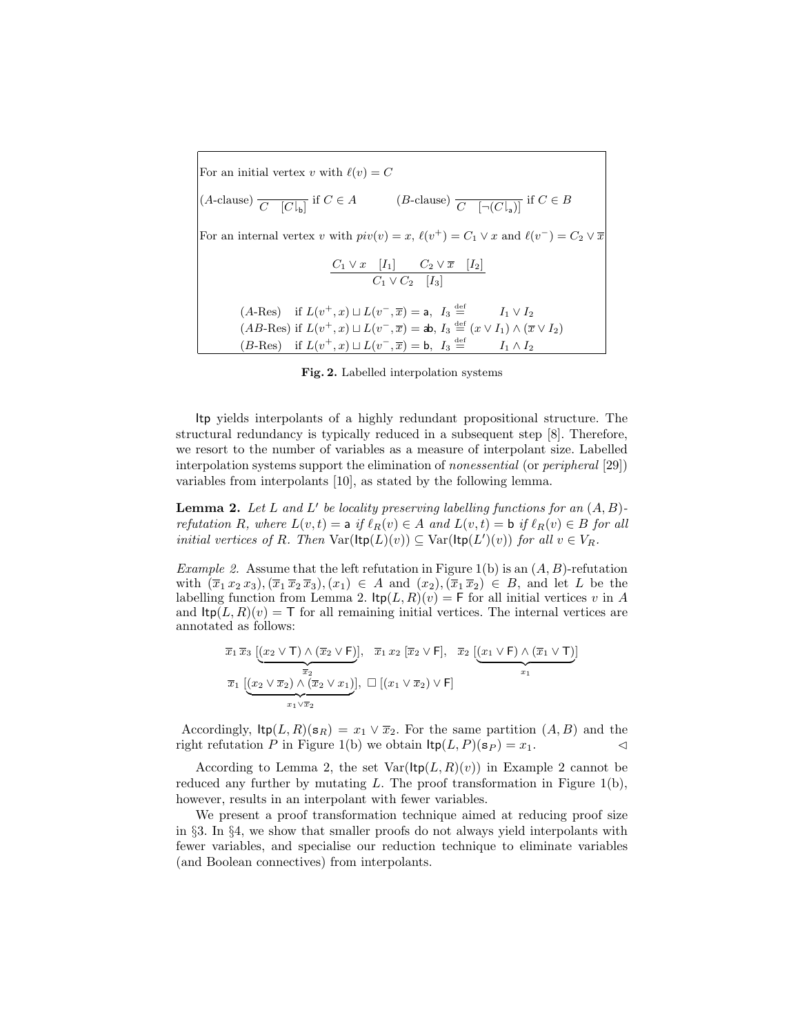For an initial vertex $v$ with $\ell(v) = C$

$$(A\text{-clause}) \ \frac{}{C \quad [C|_{\mathsf{b}}]} \text{ if } C \in A \qquad\qquad (B\text{-clause}) \ \frac{}{C \quad [\neg(C|_{\mathsf{a}})]} \text{ if } C \in B$$

For an internal vertex $v$ with $piv(v) = x$, $\ell(v^+) = C_1 \vee x$ and $\ell(v^-) = C_2 \vee \overline{x}$

$$\frac{C_1 \vee x \quad [I_1] \qquad C_2 \vee \overline{x} \quad [I_2]}{C_1 \vee C_2 \quad [I_3]}$$

$$\begin{array}{lll}
(A\text{-Res}) & \text{if } L(v^+, x) \sqcup L(v^-, \overline{x}) = \mathsf{a}, & I_3 \stackrel{\text{def}}{=} I_1 \vee I_2 \\
(AB\text{-Res}) & \text{if } L(v^+, x) \sqcup L(v^-, \overline{x}) = \mathsf{ab}, & I_3 \stackrel{\text{def}}{=} (x \vee I_1) \wedge (\overline{x} \vee I_2) \\
(B\text{-Res}) & \text{if } L(v^+, x) \sqcup L(v^-, \overline{x}) = \mathsf{b}, & I_3 \stackrel{\text{def}}{=} I_1 \wedge I_2
\end{array}$$

**Fig. 2.** Labelled interpolation systems

Itp yields interpolants of a highly redundant propositional structure. The structural redundancy is typically reduced in a subsequent step [8]. Therefore, we resort to the number of variables as a measure of interpolant size. Labelled interpolation systems support the elimination of *nonessential* (or *peripheral* [29]) variables from interpolants [10], as stated by the following lemma.

**Lemma 2.** *Let $L$ and $L'$ be locality preserving labelling functions for an $(A, B)$-refutation $R$, where $L(v, t) = \mathsf{a}$ if $\ell_R(v) \in A$ and $L(v, t) = \mathsf{b}$ if $\ell_R(v) \in B$ for all initial vertices of $R$. Then $\text{Var}(\mathsf{Itp}(L)(v)) \subseteq \text{Var}(\mathsf{Itp}(L')(v))$ for all $v \in V_R$.*

*Example 2.* Assume that the left refutation in Figure 1(b) is an $(A, B)$-refutation with $(\overline{x}_1\, x_2\, x_3), (\overline{x}_1\, \overline{x}_2\, \overline{x}_3), (x_1) \in A$ and $(x_2), (\overline{x}_1\, \overline{x}_2) \in B$, and let $L$ be the labelling function from Lemma 2. $\mathsf{Itp}(L, R)(v) = \mathsf{F}$ for all initial vertices $v$ in $A$ and $\mathsf{Itp}(L, R)(v) = \mathsf{T}$ for all remaining initial vertices. The internal vertices are annotated as follows:

$$\overline{x}_1\, \overline{x}_3\ [\underbrace{(x_2 \vee \mathsf{T}) \wedge (\overline{x}_2 \vee \mathsf{F})}_{\overline{x}_2}], \quad \overline{x}_1\, x_2\ [\overline{x}_2 \vee \mathsf{F}], \quad \overline{x}_2\ [\underbrace{(x_1 \vee \mathsf{F}) \wedge (\overline{x}_1 \vee \mathsf{T})}_{x_1}]$$

$$\overline{x}_1\ [\underbrace{(x_2 \vee \overline{x}_2) \wedge (\overline{x}_2 \vee x_1)}_{x_1 \vee \overline{x}_2}], \ \square\ [(x_1 \vee \overline{x}_2) \vee \mathsf{F}]$$

Accordingly, $\mathsf{Itp}(L, R)(\mathsf{s}_R) = x_1 \vee \overline{x}_2$. For the same partition $(A, B)$ and the right refutation $P$ in Figure 1(b) we obtain $\mathsf{Itp}(L, P)(\mathsf{s}_P) = x_1$. $\lhd$

According to Lemma 2, the set $\text{Var}(\mathsf{Itp}(L, R)(v))$ in Example 2 cannot be reduced any further by mutating $L$. The proof transformation in Figure 1(b), however, results in an interpolant with fewer variables.

We present a proof transformation technique aimed at reducing proof size in §3. In §4, we show that smaller proofs do not always yield interpolants with fewer variables, and specialise our reduction technique to eliminate variables (and Boolean connectives) from interpolants.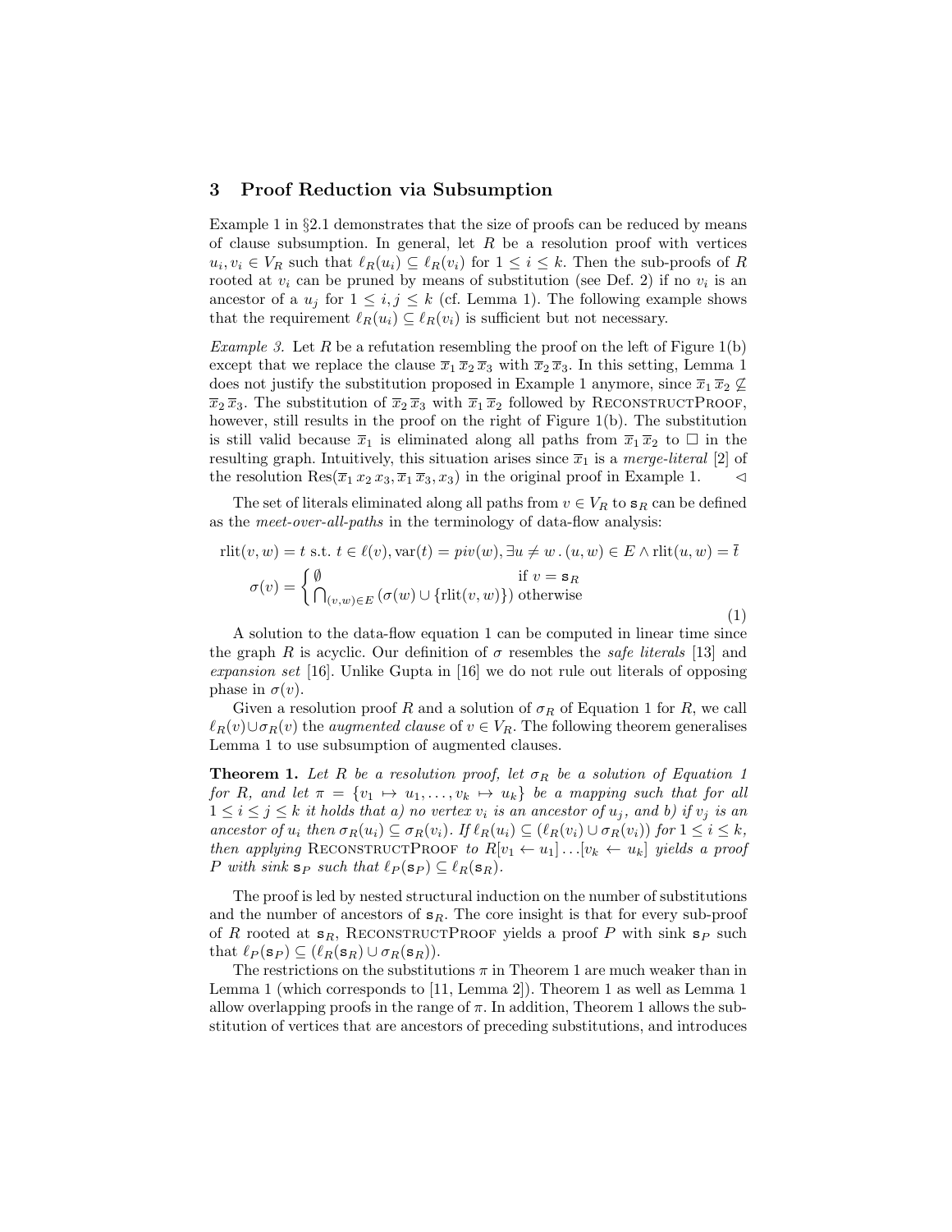## 3 Proof Reduction via Subsumption

Example 1 in §2.1 demonstrates that the size of proofs can be reduced by means of clause subsumption. In general, let $R$ be a resolution proof with vertices $u_i, v_i \in V_R$ such that $\ell_R(u_i) \subseteq \ell_R(v_i)$ for $1 \leq i \leq k$. Then the sub-proofs of $R$ rooted at $v_i$ can be pruned by means of substitution (see Def. 2) if no $v_i$ is an ancestor of a $u_j$ for $1 \leq i, j \leq k$ (cf. Lemma 1). The following example shows that the requirement $\ell_R(u_i) \subseteq \ell_R(v_i)$ is sufficient but not necessary.

*Example 3.* Let $R$ be a refutation resembling the proof on the left of Figure 1(b) except that we replace the clause $\overline{x}_1\,\overline{x}_2\,\overline{x}_3$ with $\overline{x}_2\,\overline{x}_3$. In this setting, Lemma 1 does not justify the substitution proposed in Example 1 anymore, since $\overline{x}_1\,\overline{x}_2 \not\subseteq \overline{x}_2\,\overline{x}_3$. The substitution of $\overline{x}_2\,\overline{x}_3$ with $\overline{x}_1\,\overline{x}_2$ followed by ReconstructProof, however, still results in the proof on the right of Figure 1(b). The substitution is still valid because $\overline{x}_1$ is eliminated along all paths from $\overline{x}_1\,\overline{x}_2$ to $\square$ in the resulting graph. Intuitively, this situation arises since $\overline{x}_1$ is a *merge-literal* [2] of the resolution $\text{Res}(\overline{x}_1\,x_2\,x_3, \overline{x}_1\,\overline{x}_3, x_3)$ in the original proof in Example 1. ◁

The set of literals eliminated along all paths from $v \in V_R$ to $\mathtt{s}_R$ can be defined as the *meet-over-all-paths* in the terminology of data-flow analysis:

$$\text{rlit}(v, w) = t \text{ s.t. } t \in \ell(v), \text{var}(t) = piv(w), \exists u \neq w \,.\, (u, w) \in E \wedge \text{rlit}(u, w) = \overline{t}$$

$$\sigma(v) = \begin{cases} \emptyset & \text{if } v = \mathtt{s}_R \\ \bigcap_{(v,w)\in E} \left(\sigma(w) \cup \{\text{rlit}(v, w)\}\right) & \text{otherwise} \end{cases} \tag{1}$$

A solution to the data-flow equation 1 can be computed in linear time since the graph $R$ is acyclic. Our definition of $\sigma$ resembles the *safe literals* [13] and *expansion set* [16]. Unlike Gupta in [16] we do not rule out literals of opposing phase in $\sigma(v)$.

Given a resolution proof $R$ and a solution of $\sigma_R$ of Equation 1 for $R$, we call $\ell_R(v) \cup \sigma_R(v)$ the *augmented clause* of $v \in V_R$. The following theorem generalises Lemma 1 to use subsumption of augmented clauses.

**Theorem 1.** *Let $R$ be a resolution proof, let $\sigma_R$ be a solution of Equation 1 for $R$, and let $\pi = \{v_1 \mapsto u_1, \ldots, v_k \mapsto u_k\}$ be a mapping such that for all $1 \leq i \leq j \leq k$ it holds that a) no vertex $v_i$ is an ancestor of $u_j$, and b) if $v_j$ is an ancestor of $u_i$ then $\sigma_R(u_i) \subseteq \sigma_R(v_i)$. If $\ell_R(u_i) \subseteq (\ell_R(v_i) \cup \sigma_R(v_i))$ for $1 \leq i \leq k$, then applying* ReconstructProof *to $R[v_1 \leftarrow u_1] \ldots [v_k \leftarrow u_k]$ yields a proof $P$ with sink $\mathtt{s}_P$ such that $\ell_P(\mathtt{s}_P) \subseteq \ell_R(\mathtt{s}_R)$.*

The proof is led by nested structural induction on the number of substitutions and the number of ancestors of $\mathtt{s}_R$. The core insight is that for every sub-proof of $R$ rooted at $\mathtt{s}_R$, ReconstructProof yields a proof $P$ with sink $\mathtt{s}_P$ such that $\ell_P(\mathtt{s}_P) \subseteq (\ell_R(\mathtt{s}_R) \cup \sigma_R(\mathtt{s}_R))$.

The restrictions on the substitutions $\pi$ in Theorem 1 are much weaker than in Lemma 1 (which corresponds to [11, Lemma 2]). Theorem 1 as well as Lemma 1 allow overlapping proofs in the range of $\pi$. In addition, Theorem 1 allows the substitution of vertices that are ancestors of preceding substitutions, and introduces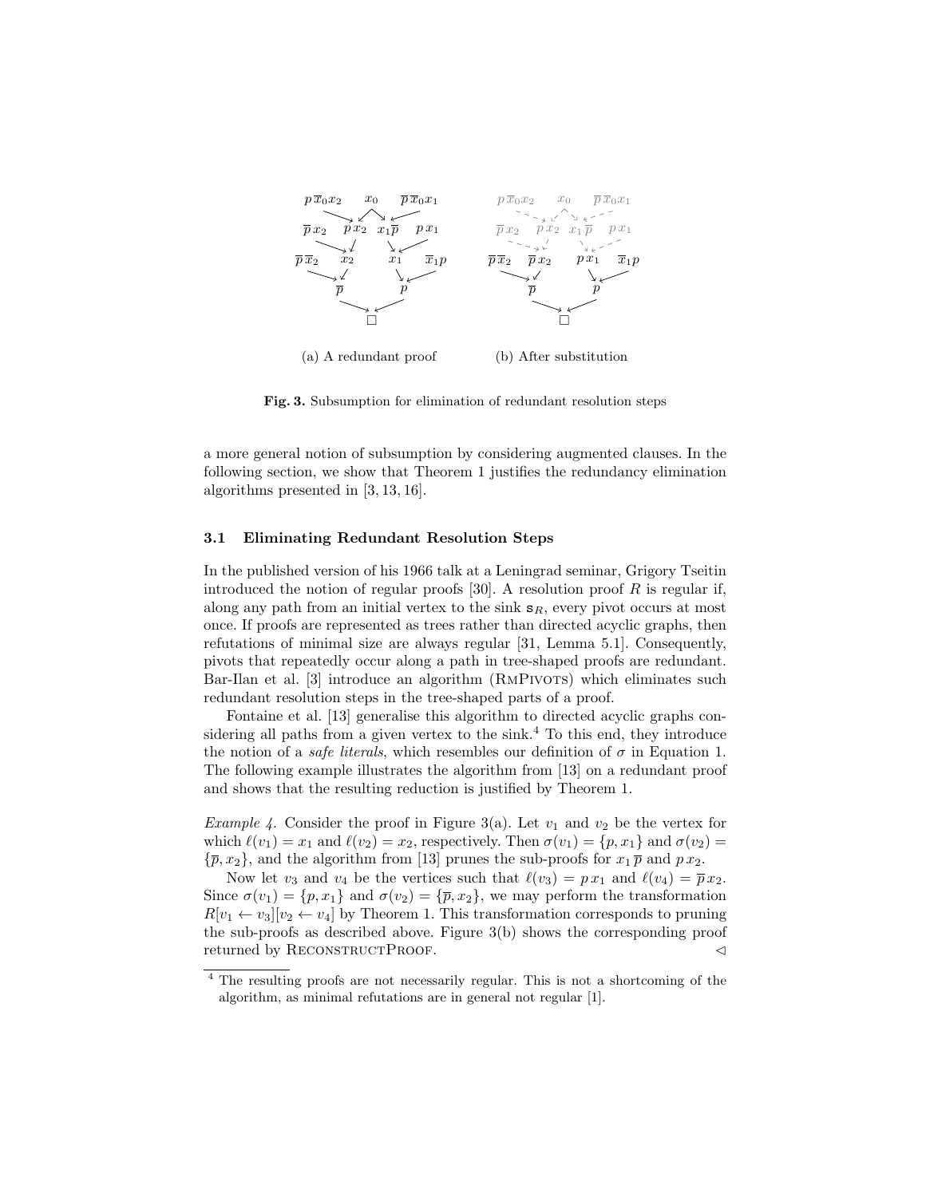Fig. 3. Subsumption for elimination of redundant resolution steps

(a) A redundant proof

(b) After substitution

a more general notion of subsumption by considering augmented clauses. In the following section, we show that Theorem 1 justifies the redundancy elimination algorithms presented in [3, 13, 16].

### 3.1 Eliminating Redundant Resolution Steps

In the published version of his 1966 talk at a Leningrad seminar, Grigory Tseitin introduced the notion of regular proofs [30]. A resolution proof $R$ is regular if, along any path from an initial vertex to the sink $\mathsf{s}_R$, every pivot occurs at most once. If proofs are represented as trees rather than directed acyclic graphs, then refutations of minimal size are always regular [31, Lemma 5.1]. Consequently, pivots that repeatedly occur along a path in tree-shaped proofs are redundant. Bar-Ilan et al. [3] introduce an algorithm (RmPivots) which eliminates such redundant resolution steps in the tree-shaped parts of a proof.

Fontaine et al. [13] generalise this algorithm to directed acyclic graphs considering all paths from a given vertex to the sink.[4] To this end, they introduce the notion of a *safe literals*, which resembles our definition of $\sigma$ in Equation 1. The following example illustrates the algorithm from [13] on a redundant proof and shows that the resulting reduction is justified by Theorem 1.

*Example 4.* Consider the proof in Figure 3(a). Let $v_1$ and $v_2$ be the vertex for which $\ell(v_1) = x_1$ and $\ell(v_2) = x_2$, respectively. Then $\sigma(v_1) = \{p, x_1\}$ and $\sigma(v_2) = \{\overline{p}, x_2\}$, and the algorithm from [13] prunes the sub-proofs for $x_1\,\overline{p}$ and $p\,x_2$.

Now let $v_3$ and $v_4$ be the vertices such that $\ell(v_3) = p\,x_1$ and $\ell(v_4) = \overline{p}\,x_2$. Since $\sigma(v_1) = \{p, x_1\}$ and $\sigma(v_2) = \{\overline{p}, x_2\}$, we may perform the transformation $R[v_1 \leftarrow v_3][v_2 \leftarrow v_4]$ by Theorem 1. This transformation corresponds to pruning the sub-proofs as described above. Figure 3(b) shows the corresponding proof returned by ReconstructProof. $\lhd$

[4] The resulting proofs are not necessarily regular. This is not a shortcoming of the algorithm, as minimal refutations are in general not regular [1].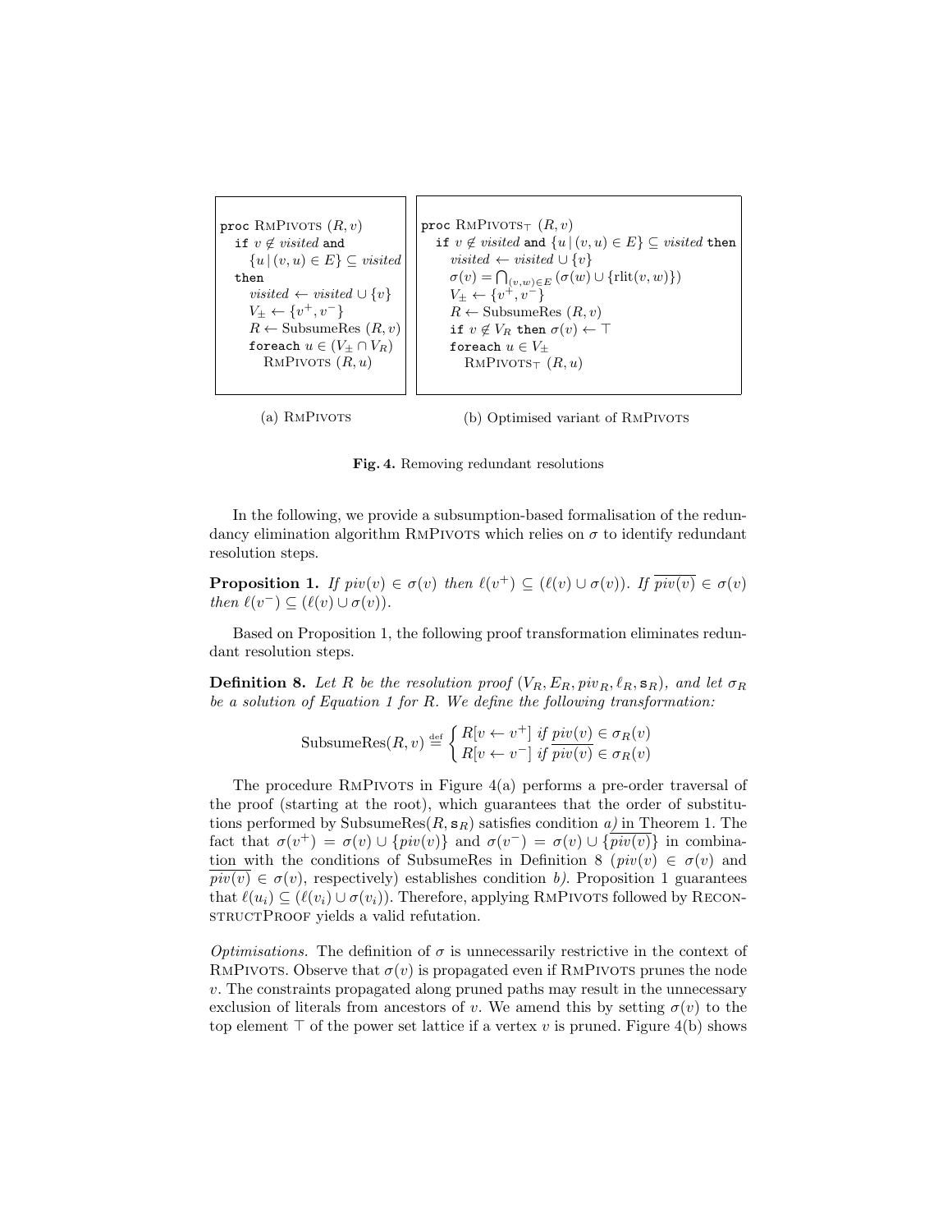```
proc RmPivots (R, v)
  if v ∉ visited and
      {u | (v, u) ∈ E} ⊆ visited
  then
    visited ← visited ∪ {v}
    V± ← {v⁺, v⁻}
    R ← SubsumeRes (R, v)
    foreach u ∈ (V± ∩ V_R)
      RmPivots (R, u)
```

(a) RmPivots

```
proc RmPivots⊤ (R, v)
  if v ∉ visited and {u | (v, u) ∈ E} ⊆ visited then
    visited ← visited ∪ {v}
    σ(v) = ⋂_{(v,w)∈E} (σ(w) ∪ {rlit(v, w)})
    V± ← {v⁺, v⁻}
    R ← SubsumeRes (R, v)
    if v ∉ V_R then σ(v) ← ⊤
    foreach u ∈ V±
      RmPivots⊤ (R, u)
```

(b) Optimised variant of RmPivots

**Fig. 4.** Removing redundant resolutions

In the following, we provide a subsumption-based formalisation of the redundancy elimination algorithm RmPivots which relies on $\sigma$ to identify redundant resolution steps.

**Proposition 1.** *If $piv(v) \in \sigma(v)$ then $\ell(v^+) \subseteq (\ell(v) \cup \sigma(v))$. If $\overline{piv(v)} \in \sigma(v)$ then $\ell(v^-) \subseteq (\ell(v) \cup \sigma(v))$.*

Based on Proposition 1, the following proof transformation eliminates redundant resolution steps.

**Definition 8.** *Let $R$ be the resolution proof $(V_R, E_R, piv_R, \ell_R, \mathsf{s}_R)$, and let $\sigma_R$ be a solution of Equation 1 for $R$. We define the following transformation:*

$$\text{SubsumeRes}(R, v) \stackrel{\text{def}}{=} \begin{cases} R[v \leftarrow v^+] & \text{if } piv(v) \in \sigma_R(v) \\ R[v \leftarrow v^-] & \text{if } \overline{piv(v)} \in \sigma_R(v) \end{cases}$$

The procedure RmPivots in Figure 4(a) performs a pre-order traversal of the proof (starting at the root), which guarantees that the order of substitutions performed by $\text{SubsumeRes}(R, \mathsf{s}_R)$ satisfies condition *a)* in Theorem 1. The fact that $\sigma(v^+) = \sigma(v) \cup \{piv(v)\}$ and $\sigma(v^-) = \sigma(v) \cup \{\overline{piv(v)}\}$ in combination with the conditions of SubsumeRes in Definition 8 ($piv(v) \in \sigma(v)$ and $\overline{piv(v)} \in \sigma(v)$, respectively) establishes condition *b)*. Proposition 1 guarantees that $\ell(u_i) \subseteq (\ell(v_i) \cup \sigma(v_i))$. Therefore, applying RmPivots followed by ReconstructProof yields a valid refutation.

*Optimisations.* The definition of $\sigma$ is unnecessarily restrictive in the context of RmPivots. Observe that $\sigma(v)$ is propagated even if RmPivots prunes the node $v$. The constraints propagated along pruned paths may result in the unnecessary exclusion of literals from ancestors of $v$. We amend this by setting $\sigma(v)$ to the top element $\top$ of the power set lattice if a vertex $v$ is pruned. Figure 4(b) shows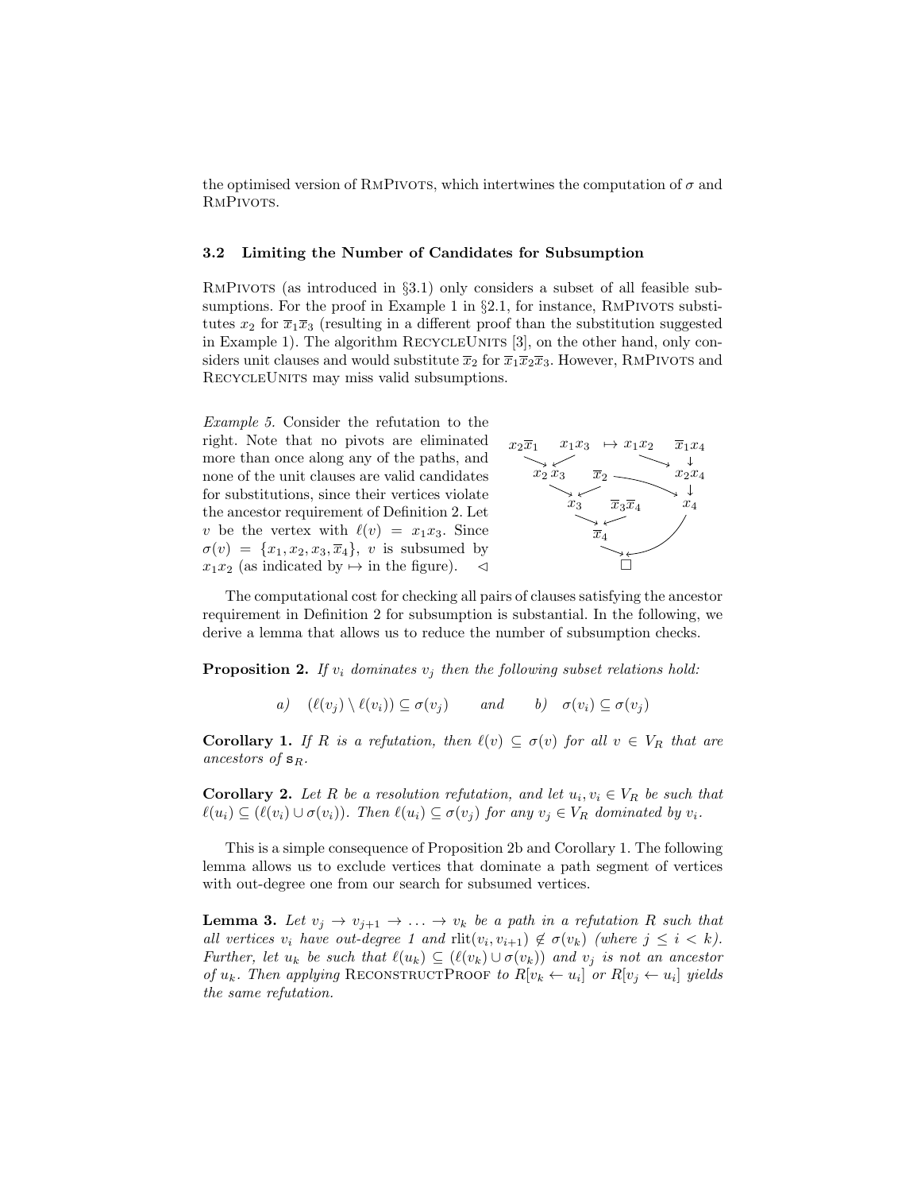the optimised version of RmPivots, which intertwines the computation of $\sigma$ and RmPivots.

### 3.2 Limiting the Number of Candidates for Subsumption

RmPivots (as introduced in §3.1) only considers a subset of all feasible subsumptions. For the proof in Example 1 in §2.1, for instance, RmPivots substitutes $x_2$ for $\overline{x}_1\overline{x}_3$ (resulting in a different proof than the substitution suggested in Example 1). The algorithm RecycleUnits [3], on the other hand, only considers unit clauses and would substitute $\overline{x}_2$ for $\overline{x}_1\overline{x}_2\overline{x}_3$. However, RmPivots and RecycleUnits may miss valid subsumptions.

*Example 5.* Consider the refutation to the right. Note that no pivots are eliminated more than once along any of the paths, and none of the unit clauses are valid candidates for substitutions, since their vertices violate the ancestor requirement of Definition 2. Let $v$ be the vertex with $\ell(v) = x_1x_3$. Since $\sigma(v) = \{x_1, x_2, x_3, \overline{x}_4\}$, $v$ is subsumed by $x_1x_2$ (as indicated by $\mapsto$ in the figure). ◁

The computational cost for checking all pairs of clauses satisfying the ancestor requirement in Definition 2 for subsumption is substantial. In the following, we derive a lemma that allows us to reduce the number of subsumption checks.

**Proposition 2.** *If $v_i$ dominates $v_j$ then the following subset relations hold:*

$$a) \quad (\ell(v_j) \setminus \ell(v_i)) \subseteq \sigma(v_j) \qquad \textit{and} \qquad b) \quad \sigma(v_i) \subseteq \sigma(v_j)$$

**Corollary 1.** *If $R$ is a refutation, then $\ell(v) \subseteq \sigma(v)$ for all $v \in V_R$ that are ancestors of $\mathtt{s}_R$.*

**Corollary 2.** *Let $R$ be a resolution refutation, and let $u_i, v_i \in V_R$ be such that $\ell(u_i) \subseteq (\ell(v_i) \cup \sigma(v_i))$. Then $\ell(u_i) \subseteq \sigma(v_j)$ for any $v_j \in V_R$ dominated by $v_i$.*

This is a simple consequence of Proposition 2b and Corollary 1. The following lemma allows us to exclude vertices that dominate a path segment of vertices with out-degree one from our search for subsumed vertices.

**Lemma 3.** *Let $v_j \to v_{j+1} \to \ldots \to v_k$ be a path in a refutation $R$ such that all vertices $v_i$ have out-degree 1 and $\mathrm{rlit}(v_i, v_{i+1}) \notin \sigma(v_k)$ (where $j \leq i < k$). Further, let $u_k$ be such that $\ell(u_k) \subseteq (\ell(v_k) \cup \sigma(v_k))$ and $v_j$ is not an ancestor of $u_k$. Then applying* ReconstructProof *to $R[v_k \leftarrow u_i]$ or $R[v_j \leftarrow u_i]$ yields the same refutation.*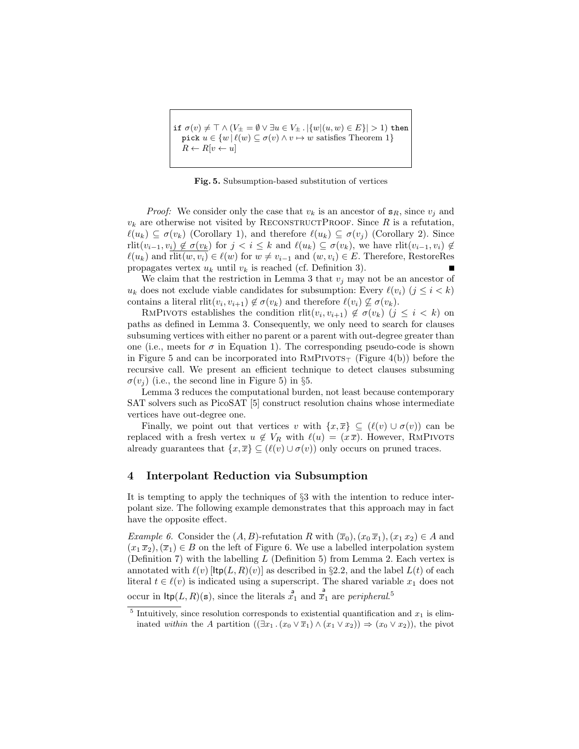```
if σ(v) ≠ ⊤ ∧ (V± = ∅ ∨ ∃u ∈ V± . |{w|(u, w) ∈ E}| > 1) then
  pick u ∈ {w | ℓ(w) ⊆ σ(v) ∧ v ↦ w satisfies Theorem 1}
  R ← R[v ← u]
```

**Fig. 5.** Subsumption-based substitution of vertices

*Proof:* We consider only the case that $v_k$ is an ancestor of $\mathtt{s}_R$, since $v_j$ and $v_k$ are otherwise not visited by ReconstructProof. Since $R$ is a refutation, $\ell(u_k) \subseteq \sigma(v_k)$ (Corollary 1), and therefore $\ell(u_k) \subseteq \sigma(v_j)$ (Corollary 2). Since $\text{rlit}(v_{i-1}, v_i) \notin \sigma(v_k)$ for $j < i \leq k$ and $\ell(u_k) \subseteq \sigma(v_k)$, we have $\text{rlit}(v_{i-1}, v_i) \notin \ell(u_k)$ and $\text{rlit}(w, v_i) \in \ell(w)$ for $w \neq v_{i-1}$ and $(w, v_i) \in E$. Therefore, RestoreRes propagates vertex $u_k$ until $v_k$ is reached (cf. Definition 3). ∎

We claim that the restriction in Lemma 3 that $v_j$ may not be an ancestor of $u_k$ does not exclude viable candidates for subsumption: Every $\ell(v_i)$ $(j \leq i < k)$ contains a literal $\text{rlit}(v_i, v_{i+1}) \notin \sigma(v_k)$ and therefore $\ell(v_i) \not\subseteq \sigma(v_k)$.

RmPivots establishes the condition $\text{rlit}(v_i, v_{i+1}) \notin \sigma(v_k)$ $(j \leq i < k)$ on paths as defined in Lemma 3. Consequently, we only need to search for clauses subsuming vertices with either no parent or a parent with out-degree greater than one (i.e., meets for $\sigma$ in Equation 1). The corresponding pseudo-code is shown in Figure 5 and can be incorporated into $\text{RmPivots}_\top$ (Figure 4(b)) before the recursive call. We present an efficient technique to detect clauses subsuming $\sigma(v_j)$ (i.e., the second line in Figure 5) in §5.

Lemma 3 reduces the computational burden, not least because contemporary SAT solvers such as PicoSAT [5] construct resolution chains whose intermediate vertices have out-degree one.

Finally, we point out that vertices $v$ with $\{x, \overline{x}\} \subseteq (\ell(v) \cup \sigma(v))$ can be replaced with a fresh vertex $u \notin V_R$ with $\ell(u) = (x\,\overline{x})$. However, RmPivots already guarantees that $\{x, \overline{x}\} \subseteq (\ell(v) \cup \sigma(v))$ only occurs on pruned traces.

## 4 Interpolant Reduction via Subsumption

It is tempting to apply the techniques of §3 with the intention to reduce interpolant size. The following example demonstrates that this approach may in fact have the opposite effect.

*Example 6.* Consider the $(A, B)$-refutation $R$ with $(\overline{x}_0), (x_0\,\overline{x}_1), (x_1\,x_2) \in A$ and $(x_1\,\overline{x}_2), (\overline{x}_1) \in B$ on the left of Figure 6. We use a labelled interpolation system (Definition 7) with the labelling $L$ (Definition 5) from Lemma 2. Each vertex is annotated with $\ell(v)\,[\mathsf{Itp}(L, R)(v)]$ as described in §2.2, and the label $L(t)$ of each literal $t \in \ell(v)$ is indicated using a superscript. The shared variable $x_1$ does not occur in $\mathsf{Itp}(L, R)(\mathtt{s})$, since the literals $\overset{\mathsf{a}}{x}_1$ and $\overset{\mathsf{a}}{\overline{x}}_1$ are *peripheral*.[5]

[5] Intuitively, since resolution corresponds to existential quantification and $x_1$ is eliminated *within* the $A$ partition $((\exists x_1 \,.\, (x_0 \vee \overline{x}_1) \wedge (x_1 \vee x_2)) \Rightarrow (x_0 \vee x_2))$, the pivot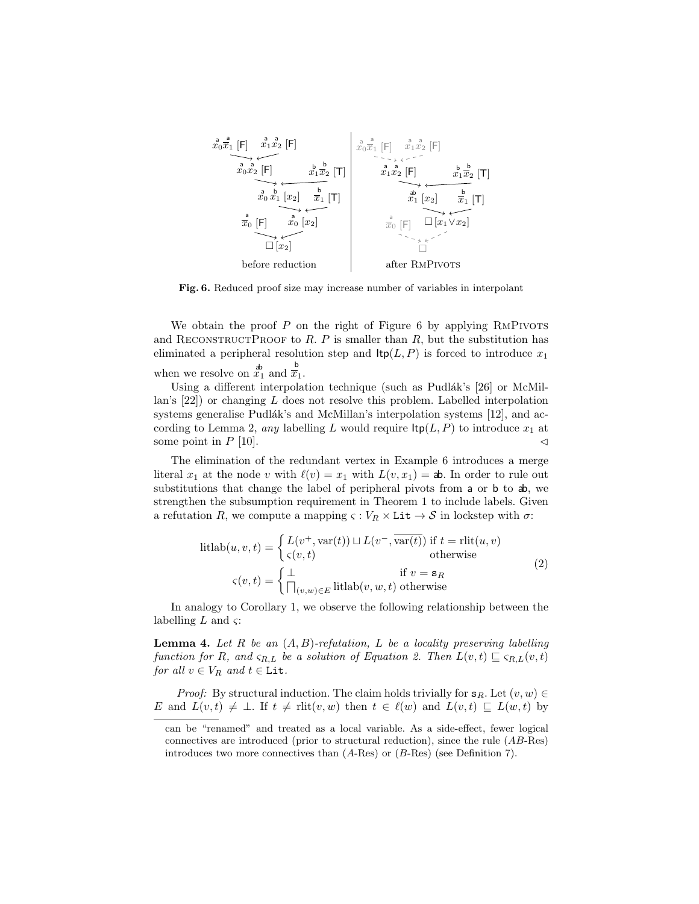Fig. 6. Reduced proof size may increase number of variables in interpolant

We obtain the proof $P$ on the right of Figure 6 by applying RmPivots and ReconstructProof to $R$. $P$ is smaller than $R$, but the substitution has eliminated a peripheral resolution step and $\mathsf{Itp}(L, P)$ is forced to introduce $x_1$ when we resolve on $\overset{\mathsf{ab}}{x_1}$ and $\overset{\mathsf{b}}{\overline{x}_1}$.

Using a different interpolation technique (such as Pudlák's [26] or McMillan's [22]) or changing $L$ does not resolve this problem. Labelled interpolation systems generalise Pudlák's and McMillan's interpolation systems [12], and according to Lemma 2, *any* labelling $L$ would require $\mathsf{Itp}(L, P)$ to introduce $x_1$ at some point in $P$ [10]. ◁

The elimination of the redundant vertex in Example 6 introduces a merge literal $x_1$ at the node $v$ with $\ell(v) = x_1$ with $L(v, x_1) = \mathsf{ab}$. In order to rule out substitutions that change the label of peripheral pivots from $\mathsf{a}$ or $\mathsf{b}$ to $\mathsf{ab}$, we strengthen the subsumption requirement in Theorem 1 to include labels. Given a refutation $R$, we compute a mapping $\varsigma : V_R \times \mathtt{Lit} \to \mathcal{S}$ in lockstep with $\sigma$:

$$
\begin{aligned}
\mathrm{litlab}(u, v, t) &= \begin{cases} L(v^+, \mathrm{var}(t)) \sqcup L(v^-, \overline{\mathrm{var}(t)}) & \text{if } t = \mathrm{rlit}(u, v) \\ \varsigma(v, t) & \text{otherwise} \end{cases} \\
\varsigma(v, t) &= \begin{cases} \bot & \text{if } v = \mathsf{s}_R \\ \prod_{(v,w) \in E} \mathrm{litlab}(v, w, t) & \text{otherwise} \end{cases}
\end{aligned}
\tag{2}
$$

In analogy to Corollary 1, we observe the following relationship between the labelling $L$ and $\varsigma$:

**Lemma 4.** *Let $R$ be an $(A, B)$-refutation, $L$ be a locality preserving labelling function for $R$, and $\varsigma_{R,L}$ be a solution of Equation 2. Then $L(v, t) \sqsubseteq \varsigma_{R,L}(v, t)$ for all $v \in V_R$ and $t \in \mathtt{Lit}$.*

*Proof:* By structural induction. The claim holds trivially for $\mathsf{s}_R$. Let $(v, w) \in E$ and $L(v, t) \neq \bot$. If $t \neq \mathrm{rlit}(v, w)$ then $t \in \ell(w)$ and $L(v, t) \sqsubseteq L(w, t)$ by

can be "renamed" and treated as a local variable. As a side-effect, fewer logical connectives are introduced (prior to structural reduction), since the rule ($AB$-Res) introduces two more connectives than ($A$-Res) or ($B$-Res) (see Definition 7).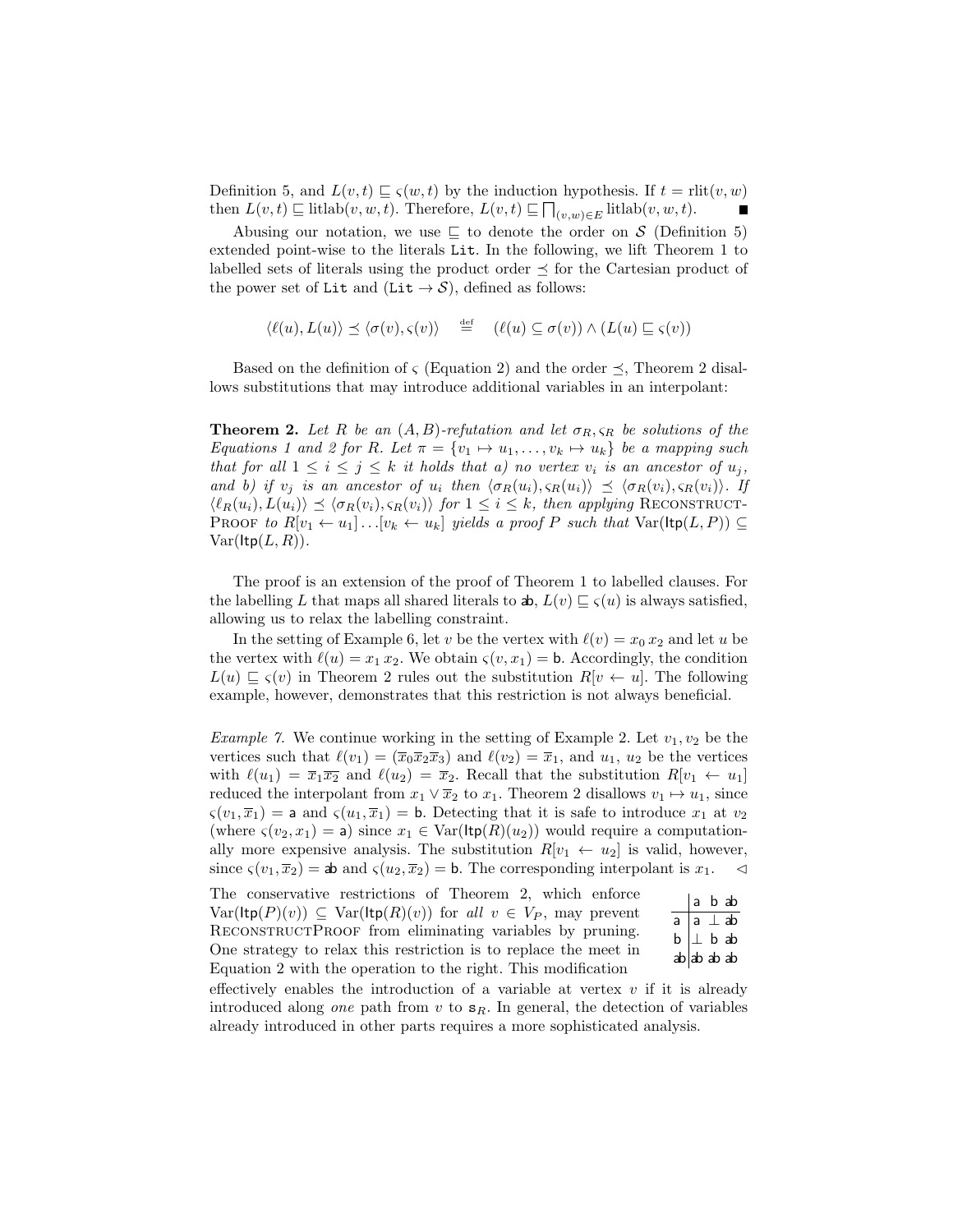Definition 5, and $L(v,t) \sqsubseteq \varsigma(w,t)$ by the induction hypothesis. If $t = \text{rlit}(v,w)$ then $L(v,t) \sqsubseteq \text{litlab}(v,w,t)$. Therefore, $L(v,t) \sqsubseteq \bigsqcap_{(v,w)\in E} \text{litlab}(v,w,t)$. ■

Abusing our notation, we use $\sqsubseteq$ to denote the order on $\mathcal{S}$ (Definition 5) extended point-wise to the literals Lit. In the following, we lift Theorem 1 to labelled sets of literals using the product order $\preceq$ for the Cartesian product of the power set of Lit and $(\texttt{Lit} \to \mathcal{S})$, defined as follows:

$$\langle \ell(u), L(u)\rangle \preceq \langle \sigma(v), \varsigma(v)\rangle \quad \stackrel{\text{def}}{=} \quad (\ell(u) \subseteq \sigma(v)) \wedge (L(u) \sqsubseteq \varsigma(v))$$

Based on the definition of $\varsigma$ (Equation 2) and the order $\preceq$, Theorem 2 disallows substitutions that may introduce additional variables in an interpolant:

**Theorem 2.** *Let $R$ be an $(A,B)$-refutation and let $\sigma_R, \varsigma_R$ be solutions of the Equations 1 and 2 for $R$. Let $\pi = \{v_1 \mapsto u_1, \ldots, v_k \mapsto u_k\}$ be a mapping such that for all $1 \le i \le j \le k$ it holds that a) no vertex $v_i$ is an ancestor of $u_j$, and b) if $v_j$ is an ancestor of $u_i$ then $\langle \sigma_R(u_i), \varsigma_R(u_i)\rangle \preceq \langle \sigma_R(v_i), \varsigma_R(v_i)\rangle$. If $\langle \ell_R(u_i), L(u_i)\rangle \preceq \langle \sigma_R(v_i), \varsigma_R(v_i)\rangle$ for $1 \le i \le k$, then applying* ReconstructProof *to $R[v_1 \leftarrow u_1]\ldots[v_k \leftarrow u_k]$ yields a proof $P$ such that $\text{Var}(\mathsf{Itp}(L,P)) \subseteq \text{Var}(\mathsf{Itp}(L,R))$.*

The proof is an extension of the proof of Theorem 1 to labelled clauses. For the labelling $L$ that maps all shared literals to $\mathsf{ab}$, $L(v) \sqsubseteq \varsigma(u)$ is always satisfied, allowing us to relax the labelling constraint.

In the setting of Example 6, let $v$ be the vertex with $\ell(v) = x_0\, x_2$ and let $u$ be the vertex with $\ell(u) = x_1\, x_2$. We obtain $\varsigma(v, x_1) = \mathsf{b}$. Accordingly, the condition $L(u) \sqsubseteq \varsigma(v)$ in Theorem 2 rules out the substitution $R[v \leftarrow u]$. The following example, however, demonstrates that this restriction is not always beneficial.

*Example 7.* We continue working in the setting of Example 2. Let $v_1, v_2$ be the vertices such that $\ell(v_1) = (\overline{x}_0\overline{x}_2\overline{x}_3)$ and $\ell(v_2) = \overline{x}_1$, and $u_1$, $u_2$ be the vertices with $\ell(u_1) = \overline{x}_1\overline{x_2}$ and $\ell(u_2) = \overline{x}_2$. Recall that the substitution $R[v_1 \leftarrow u_1]$ reduced the interpolant from $x_1 \vee \overline{x}_2$ to $x_1$. Theorem 2 disallows $v_1 \mapsto u_1$, since $\varsigma(v_1, \overline{x}_1) = \mathsf{a}$ and $\varsigma(u_1, \overline{x}_1) = \mathsf{b}$. Detecting that it is safe to introduce $x_1$ at $v_2$ (where $\varsigma(v_2, x_1) = \mathsf{a}$) since $x_1 \in \text{Var}(\mathsf{Itp}(R)(u_2))$ would require a computationally more expensive analysis. The substitution $R[v_1 \leftarrow u_2]$ is valid, however, since $\varsigma(v_1, \overline{x}_2) = \mathsf{ab}$ and $\varsigma(u_2, \overline{x}_2) = \mathsf{b}$. The corresponding interpolant is $x_1$. $\lhd$

The conservative restrictions of Theorem 2, which enforce $\text{Var}(\mathsf{Itp}(P)(v)) \subseteq \text{Var}(\mathsf{Itp}(R)(v))$ for *all* $v \in V_P$, may prevent ReconstructProof from eliminating variables by pruning. One strategy to relax this restriction is to replace the meet in Equation 2 with the operation to the right. This modification effectively enables the introduction of a variable at vertex $v$ if it is already introduced along *one* path from $v$ to $\mathsf{s}_R$. In general, the detection of variables already introduced in other parts requires a more sophisticated analysis.

| | a | b | ab |
|---|---|---|---|
| a | a | $\bot$ | ab |
| b | $\bot$ | b | ab |
| ab | ab | ab | ab |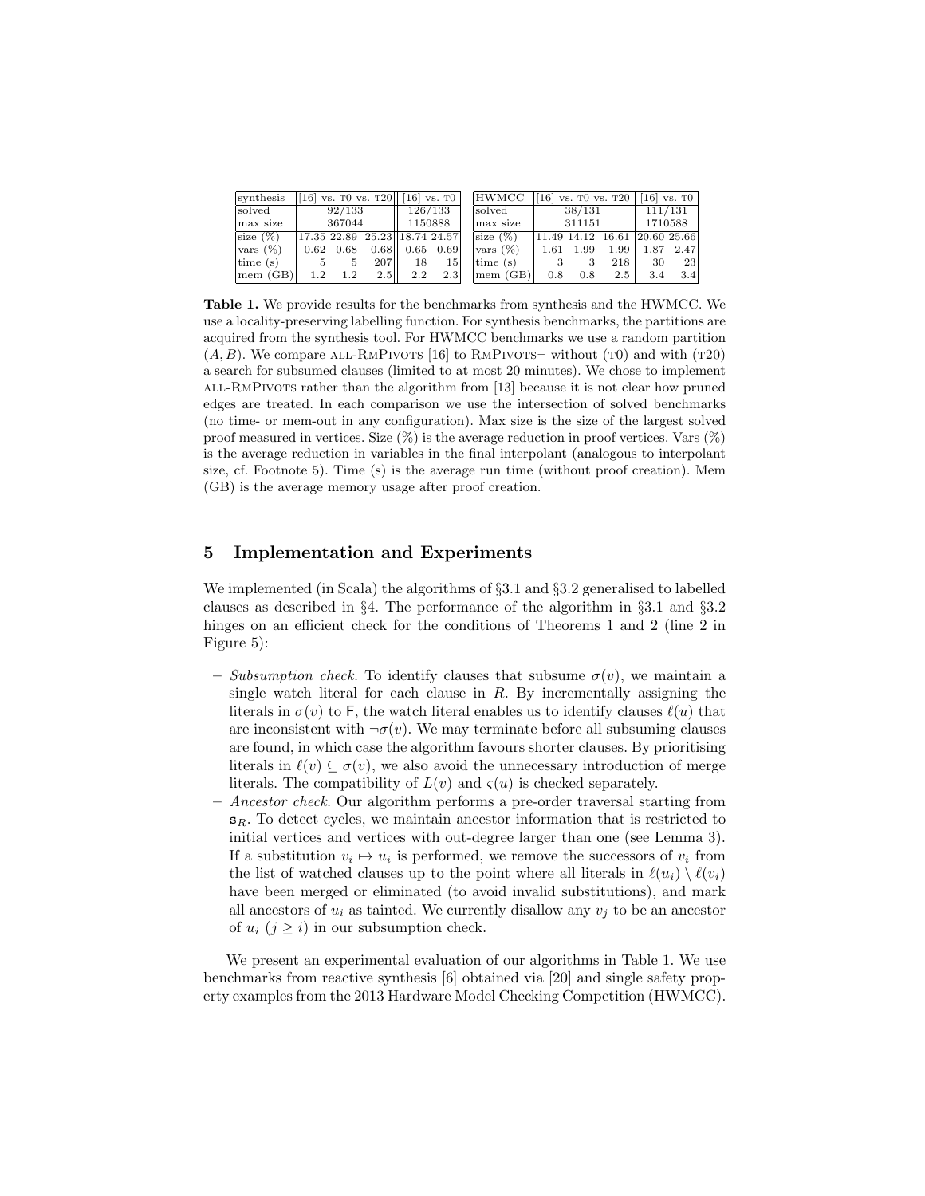| synthesis | [16] vs. T0 vs. T20 | | | [16] vs. T0 | |
|---|---|---|---|---|---|
| solved | 92/133 | | | 126/133 | |
| max size | 367044 | | | 1150888 | |
| size (%) | 17.35 | 22.89 | 25.23 | 18.74 | 24.57 |
| vars (%) | 0.62 | 0.68 | 0.68 | 0.65 | 0.69 |
| time (s) | 5 | 5 | 207 | 18 | 15 |
| mem (GB) | 1.2 | 1.2 | 2.5 | 2.2 | 2.3 |

| HWMCC | [16] vs. T0 vs. T20 | | | [16] vs. T0 | |
|---|---|---|---|---|---|
| solved | 38/131 | | | 111/131 | |
| max size | 311151 | | | 1710588 | |
| size (%) | 11.49 | 14.12 | 16.61 | 20.60 | 25.66 |
| vars (%) | 1.61 | 1.99 | 1.99 | 1.87 | 2.47 |
| time (s) | 3 | 3 | 218 | 30 | 23 |
| mem (GB) | 0.8 | 0.8 | 2.5 | 3.4 | 3.4 |

**Table 1.** We provide results for the benchmarks from synthesis and the HWMCC. We use a locality-preserving labelling function. For synthesis benchmarks, the partitions are acquired from the synthesis tool. For HWMCC benchmarks we use a random partition $(A, B)$. We compare ALL-RMPIVOTS [16] to $\text{RMPIVOTS}_{\top}$ without (T0) and with (T20) a search for subsumed clauses (limited to at most 20 minutes). We chose to implement ALL-RMPIVOTS rather than the algorithm from [13] because it is not clear how pruned edges are treated. In each comparison we use the intersection of solved benchmarks (no time- or mem-out in any configuration). Max size is the size of the largest solved proof measured in vertices. Size (%) is the average reduction in proof vertices. Vars (%) is the average reduction in variables in the final interpolant (analogous to interpolant size, cf. Footnote 5). Time (s) is the average run time (without proof creation). Mem (GB) is the average memory usage after proof creation.

## 5 Implementation and Experiments

We implemented (in Scala) the algorithms of §3.1 and §3.2 generalised to labelled clauses as described in §4. The performance of the algorithm in §3.1 and §3.2 hinges on an efficient check for the conditions of Theorems 1 and 2 (line 2 in Figure 5):

- *Subsumption check.* To identify clauses that subsume $\sigma(v)$, we maintain a single watch literal for each clause in $R$. By incrementally assigning the literals in $\sigma(v)$ to $\mathsf{F}$, the watch literal enables us to identify clauses $\ell(u)$ that are inconsistent with $\neg\sigma(v)$. We may terminate before all subsuming clauses are found, in which case the algorithm favours shorter clauses. By prioritising literals in $\ell(v) \subseteq \sigma(v)$, we also avoid the unnecessary introduction of merge literals. The compatibility of $L(v)$ and $\varsigma(u)$ is checked separately.
- *Ancestor check.* Our algorithm performs a pre-order traversal starting from $\mathsf{s}_R$. To detect cycles, we maintain ancestor information that is restricted to initial vertices and vertices with out-degree larger than one (see Lemma 3). If a substitution $v_i \mapsto u_i$ is performed, we remove the successors of $v_i$ from the list of watched clauses up to the point where all literals in $\ell(u_i) \setminus \ell(v_i)$ have been merged or eliminated (to avoid invalid substitutions), and mark all ancestors of $u_i$ as tainted. We currently disallow any $v_j$ to be an ancestor of $u_i$ ($j \geq i$) in our subsumption check.

We present an experimental evaluation of our algorithms in Table 1. We use benchmarks from reactive synthesis [6] obtained via [20] and single safety property examples from the 2013 Hardware Model Checking Competition (HWMCC).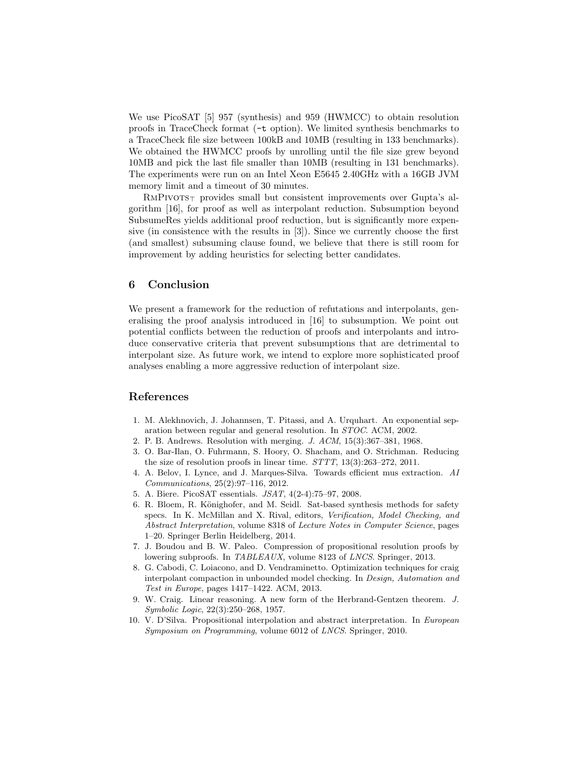We use PicoSAT [5] 957 (synthesis) and 959 (HWMCC) to obtain resolution proofs in TraceCheck format (`-t` option). We limited synthesis benchmarks to a TraceCheck file size between 100kB and 10MB (resulting in 133 benchmarks). We obtained the HWMCC proofs by unrolling until the file size grew beyond 10MB and pick the last file smaller than 10MB (resulting in 131 benchmarks). The experiments were run on an Intel Xeon E5645 2.40GHz with a 16GB JVM memory limit and a timeout of 30 minutes.

RmPivots$_\top$ provides small but consistent improvements over Gupta's algorithm [16], for proof as well as interpolant reduction. Subsumption beyond SubsumeRes yields additional proof reduction, but is significantly more expensive (in consistence with the results in [3]). Since we currently choose the first (and smallest) subsuming clause found, we believe that there is still room for improvement by adding heuristics for selecting better candidates.

## 6 Conclusion

We present a framework for the reduction of refutations and interpolants, generalising the proof analysis introduced in [16] to subsumption. We point out potential conflicts between the reduction of proofs and interpolants and introduce conservative criteria that prevent subsumptions that are detrimental to interpolant size. As future work, we intend to explore more sophisticated proof analyses enabling a more aggressive reduction of interpolant size.

## References

1. M. Alekhnovich, J. Johannsen, T. Pitassi, and A. Urquhart. An exponential separation between regular and general resolution. In *STOC*. ACM, 2002.
2. P. B. Andrews. Resolution with merging. *J. ACM*, 15(3):367–381, 1968.
3. O. Bar-Ilan, O. Fuhrmann, S. Hoory, O. Shacham, and O. Strichman. Reducing the size of resolution proofs in linear time. *STTT*, 13(3):263–272, 2011.
4. A. Belov, I. Lynce, and J. Marques-Silva. Towards efficient mus extraction. *AI Communications*, 25(2):97–116, 2012.
5. A. Biere. PicoSAT essentials. *JSAT*, 4(2-4):75–97, 2008.
6. R. Bloem, R. Könighofer, and M. Seidl. Sat-based synthesis methods for safety specs. In K. McMillan and X. Rival, editors, *Verification, Model Checking, and Abstract Interpretation*, volume 8318 of *Lecture Notes in Computer Science*, pages 1–20. Springer Berlin Heidelberg, 2014.
7. J. Boudou and B. W. Paleo. Compression of propositional resolution proofs by lowering subproofs. In *TABLEAUX*, volume 8123 of *LNCS*. Springer, 2013.
8. G. Cabodi, C. Loiacono, and D. Vendraminetto. Optimization techniques for craig interpolant compaction in unbounded model checking. In *Design, Automation and Test in Europe*, pages 1417–1422. ACM, 2013.
9. W. Craig. Linear reasoning. A new form of the Herbrand-Gentzen theorem. *J. Symbolic Logic*, 22(3):250–268, 1957.
10. V. D'Silva. Propositional interpolation and abstract interpretation. In *European Symposium on Programming*, volume 6012 of *LNCS*. Springer, 2010.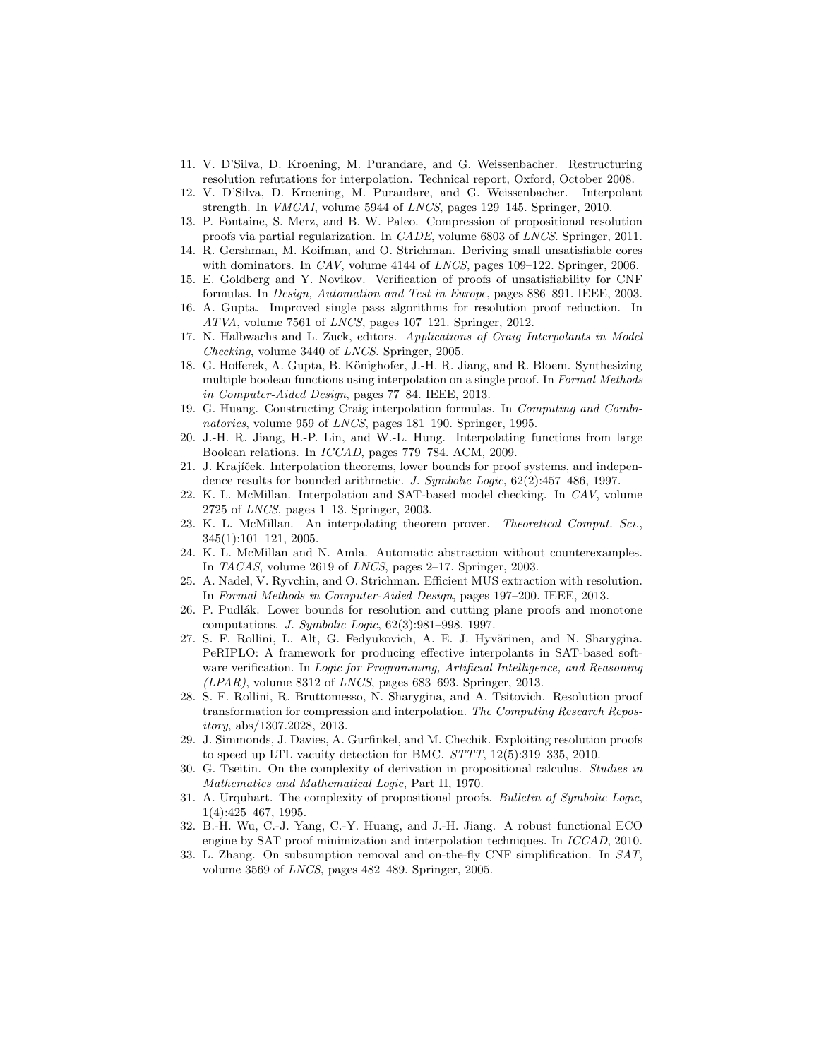11. V. D'Silva, D. Kroening, M. Purandare, and G. Weissenbacher. Restructuring resolution refutations for interpolation. Technical report, Oxford, October 2008.
12. V. D'Silva, D. Kroening, M. Purandare, and G. Weissenbacher. Interpolant strength. In *VMCAI*, volume 5944 of *LNCS*, pages 129–145. Springer, 2010.
13. P. Fontaine, S. Merz, and B. W. Paleo. Compression of propositional resolution proofs via partial regularization. In *CADE*, volume 6803 of *LNCS*. Springer, 2011.
14. R. Gershman, M. Koifman, and O. Strichman. Deriving small unsatisfiable cores with dominators. In *CAV*, volume 4144 of *LNCS*, pages 109–122. Springer, 2006.
15. E. Goldberg and Y. Novikov. Verification of proofs of unsatisfiability for CNF formulas. In *Design, Automation and Test in Europe*, pages 886–891. IEEE, 2003.
16. A. Gupta. Improved single pass algorithms for resolution proof reduction. In *ATVA*, volume 7561 of *LNCS*, pages 107–121. Springer, 2012.
17. N. Halbwachs and L. Zuck, editors. *Applications of Craig Interpolants in Model Checking*, volume 3440 of *LNCS*. Springer, 2005.
18. G. Hofferek, A. Gupta, B. Könighofer, J.-H. R. Jiang, and R. Bloem. Synthesizing multiple boolean functions using interpolation on a single proof. In *Formal Methods in Computer-Aided Design*, pages 77–84. IEEE, 2013.
19. G. Huang. Constructing Craig interpolation formulas. In *Computing and Combinatorics*, volume 959 of *LNCS*, pages 181–190. Springer, 1995.
20. J.-H. R. Jiang, H.-P. Lin, and W.-L. Hung. Interpolating functions from large Boolean relations. In *ICCAD*, pages 779–784. ACM, 2009.
21. J. Krajíček. Interpolation theorems, lower bounds for proof systems, and independence results for bounded arithmetic. *J. Symbolic Logic*, 62(2):457–486, 1997.
22. K. L. McMillan. Interpolation and SAT-based model checking. In *CAV*, volume 2725 of *LNCS*, pages 1–13. Springer, 2003.
23. K. L. McMillan. An interpolating theorem prover. *Theoretical Comput. Sci.*, 345(1):101–121, 2005.
24. K. L. McMillan and N. Amla. Automatic abstraction without counterexamples. In *TACAS*, volume 2619 of *LNCS*, pages 2–17. Springer, 2003.
25. A. Nadel, V. Ryvchin, and O. Strichman. Efficient MUS extraction with resolution. In *Formal Methods in Computer-Aided Design*, pages 197–200. IEEE, 2013.
26. P. Pudlák. Lower bounds for resolution and cutting plane proofs and monotone computations. *J. Symbolic Logic*, 62(3):981–998, 1997.
27. S. F. Rollini, L. Alt, G. Fedyukovich, A. E. J. Hyvärinen, and N. Sharygina. PeRIPLO: A framework for producing effective interpolants in SAT-based software verification. In *Logic for Programming, Artificial Intelligence, and Reasoning (LPAR)*, volume 8312 of *LNCS*, pages 683–693. Springer, 2013.
28. S. F. Rollini, R. Bruttomesso, N. Sharygina, and A. Tsitovich. Resolution proof transformation for compression and interpolation. *The Computing Research Repository*, abs/1307.2028, 2013.
29. J. Simmonds, J. Davies, A. Gurfinkel, and M. Chechik. Exploiting resolution proofs to speed up LTL vacuity detection for BMC. *STTT*, 12(5):319–335, 2010.
30. G. Tseitin. On the complexity of derivation in propositional calculus. *Studies in Mathematics and Mathematical Logic*, Part II, 1970.
31. A. Urquhart. The complexity of propositional proofs. *Bulletin of Symbolic Logic*, 1(4):425–467, 1995.
32. B.-H. Wu, C.-J. Yang, C.-Y. Huang, and J.-H. Jiang. A robust functional ECO engine by SAT proof minimization and interpolation techniques. In *ICCAD*, 2010.
33. L. Zhang. On subsumption removal and on-the-fly CNF simplification. In *SAT*, volume 3569 of *LNCS*, pages 482–489. Springer, 2005.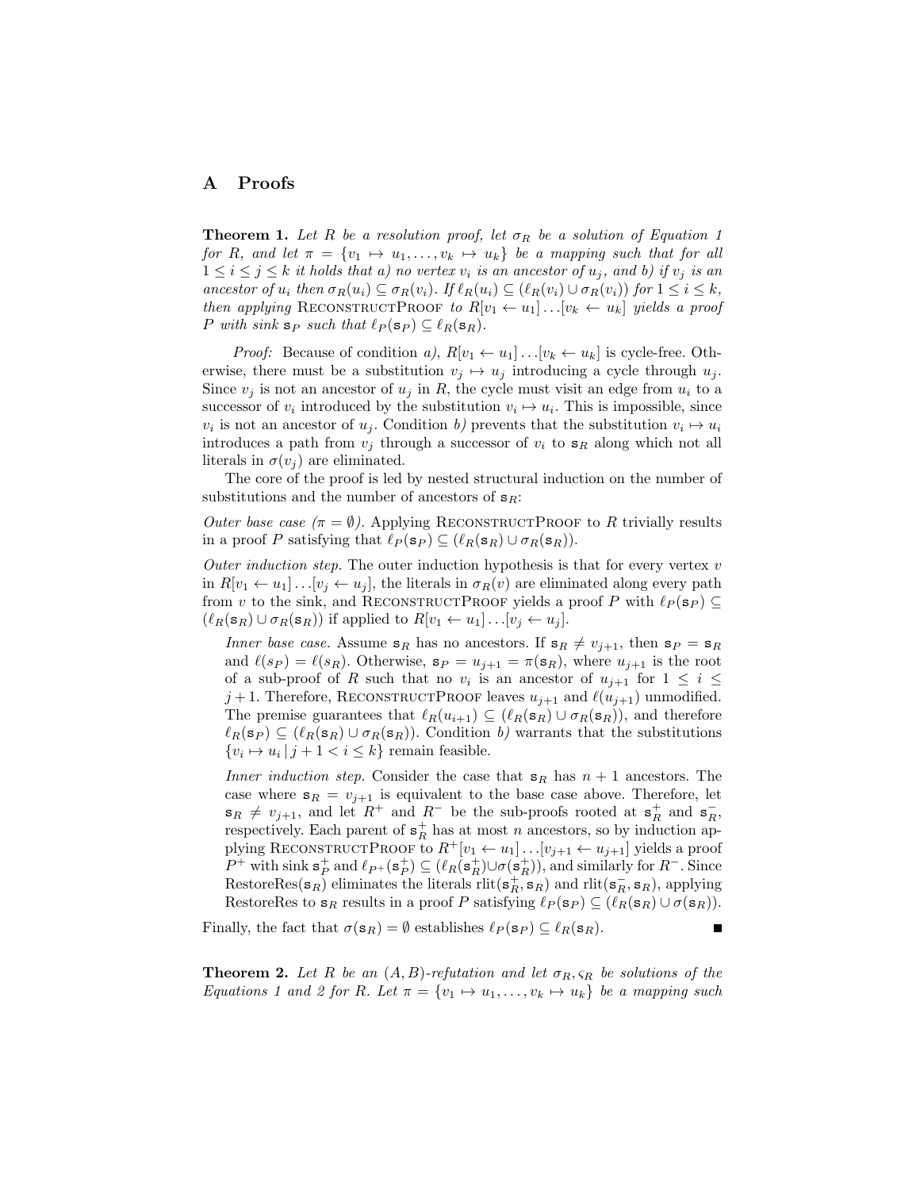## A Proofs

**Theorem 1.** *Let $R$ be a resolution proof, let $\sigma_R$ be a solution of Equation 1 for $R$, and let $\pi = \{v_1 \mapsto u_1, \ldots, v_k \mapsto u_k\}$ be a mapping such that for all $1 \leq i \leq j \leq k$ it holds that a) no vertex $v_i$ is an ancestor of $u_j$, and b) if $v_j$ is an ancestor of $u_i$ then $\sigma_R(u_i) \subseteq \sigma_R(v_i)$. If $\ell_R(u_i) \subseteq (\ell_R(v_i) \cup \sigma_R(v_i))$ for $1 \leq i \leq k$, then applying* ReconstructProof *to $R[v_1 \leftarrow u_1] \ldots [v_k \leftarrow u_k]$ yields a proof $P$ with sink $\mathtt{s}_P$ such that $\ell_P(\mathtt{s}_P) \subseteq \ell_R(\mathtt{s}_R)$.*

*Proof:* Because of condition *a)*, $R[v_1 \leftarrow u_1] \ldots [v_k \leftarrow u_k]$ is cycle-free. Otherwise, there must be a substitution $v_j \mapsto u_j$ introducing a cycle through $u_j$. Since $v_j$ is not an ancestor of $u_j$ in $R$, the cycle must visit an edge from $u_i$ to a successor of $v_i$ introduced by the substitution $v_i \mapsto u_i$. This is impossible, since $v_i$ is not an ancestor of $u_j$. Condition *b)* prevents that the substitution $v_i \mapsto u_i$ introduces a path from $v_j$ through a successor of $v_i$ to $\mathtt{s}_R$ along which not all literals in $\sigma(v_j)$ are eliminated.

The core of the proof is led by nested structural induction on the number of substitutions and the number of ancestors of $\mathtt{s}_R$:

*Outer base case ($\pi = \emptyset$).* Applying ReconstructProof to $R$ trivially results in a proof $P$ satisfying that $\ell_P(\mathtt{s}_P) \subseteq (\ell_R(\mathtt{s}_R) \cup \sigma_R(\mathtt{s}_R))$.

*Outer induction step.* The outer induction hypothesis is that for every vertex $v$ in $R[v_1 \leftarrow u_1] \ldots [v_j \leftarrow u_j]$, the literals in $\sigma_R(v)$ are eliminated along every path from $v$ to the sink, and ReconstructProof yields a proof $P$ with $\ell_P(\mathtt{s}_P) \subseteq (\ell_R(\mathtt{s}_R) \cup \sigma_R(\mathtt{s}_R))$ if applied to $R[v_1 \leftarrow u_1] \ldots [v_j \leftarrow u_j]$.

> *Inner base case.* Assume $\mathtt{s}_R$ has no ancestors. If $\mathtt{s}_R \neq v_{j+1}$, then $\mathtt{s}_P = \mathtt{s}_R$ and $\ell(s_P) = \ell(\mathtt{s}_R)$. Otherwise, $\mathtt{s}_P = u_{j+1} = \pi(\mathtt{s}_R)$, where $u_{j+1}$ is the root of a sub-proof of $R$ such that no $v_i$ is an ancestor of $u_{j+1}$ for $1 \leq i \leq j+1$. Therefore, ReconstructProof leaves $u_{j+1}$ and $\ell(u_{j+1})$ unmodified. The premise guarantees that $\ell_R(u_{i+1}) \subseteq (\ell_R(\mathtt{s}_R) \cup \sigma_R(\mathtt{s}_R))$, and therefore $\ell_R(\mathtt{s}_P) \subseteq (\ell_R(\mathtt{s}_R) \cup \sigma_R(\mathtt{s}_R))$. Condition *b)* warrants that the substitutions $\{v_i \mapsto u_i \,|\, j+1 < i \leq k\}$ remain feasible.
>
> *Inner induction step.* Consider the case that $\mathtt{s}_R$ has $n+1$ ancestors. The case where $\mathtt{s}_R = v_{j+1}$ is equivalent to the base case above. Therefore, let $\mathtt{s}_R \neq v_{j+1}$, and let $R^+$ and $R^-$ be the sub-proofs rooted at $\mathtt{s}_R^+$ and $\mathtt{s}_R^-$, respectively. Each parent of $\mathtt{s}_R^+$ has at most $n$ ancestors, so by induction applying ReconstructProof to $R^+[v_1 \leftarrow u_1] \ldots [v_{j+1} \leftarrow u_{j+1}]$ yields a proof $P^+$ with sink $\mathtt{s}_P^+$ and $\ell_{P^+}(\mathtt{s}_P^+) \subseteq (\ell_R(\mathtt{s}_R^+) \cup \sigma(\mathtt{s}_R^+))$, and similarly for $R^-$. Since RestoreRes($\mathtt{s}_R$) eliminates the literals rlit($\mathtt{s}_R^+, \mathtt{s}_R$) and rlit($\mathtt{s}_R^-, \mathtt{s}_R$), applying RestoreRes to $\mathtt{s}_R$ results in a proof $P$ satisfying $\ell_P(\mathtt{s}_P) \subseteq (\ell_R(\mathtt{s}_R) \cup \sigma(\mathtt{s}_R))$.

Finally, the fact that $\sigma(\mathtt{s}_R) = \emptyset$ establishes $\ell_P(\mathtt{s}_P) \subseteq \ell_R(\mathtt{s}_R)$. ∎

**Theorem 2.** *Let $R$ be an $(A, B)$-refutation and let $\sigma_R, \varsigma_R$ be solutions of the Equations 1 and 2 for $R$. Let $\pi = \{v_1 \mapsto u_1, \ldots, v_k \mapsto u_k\}$ be a mapping such*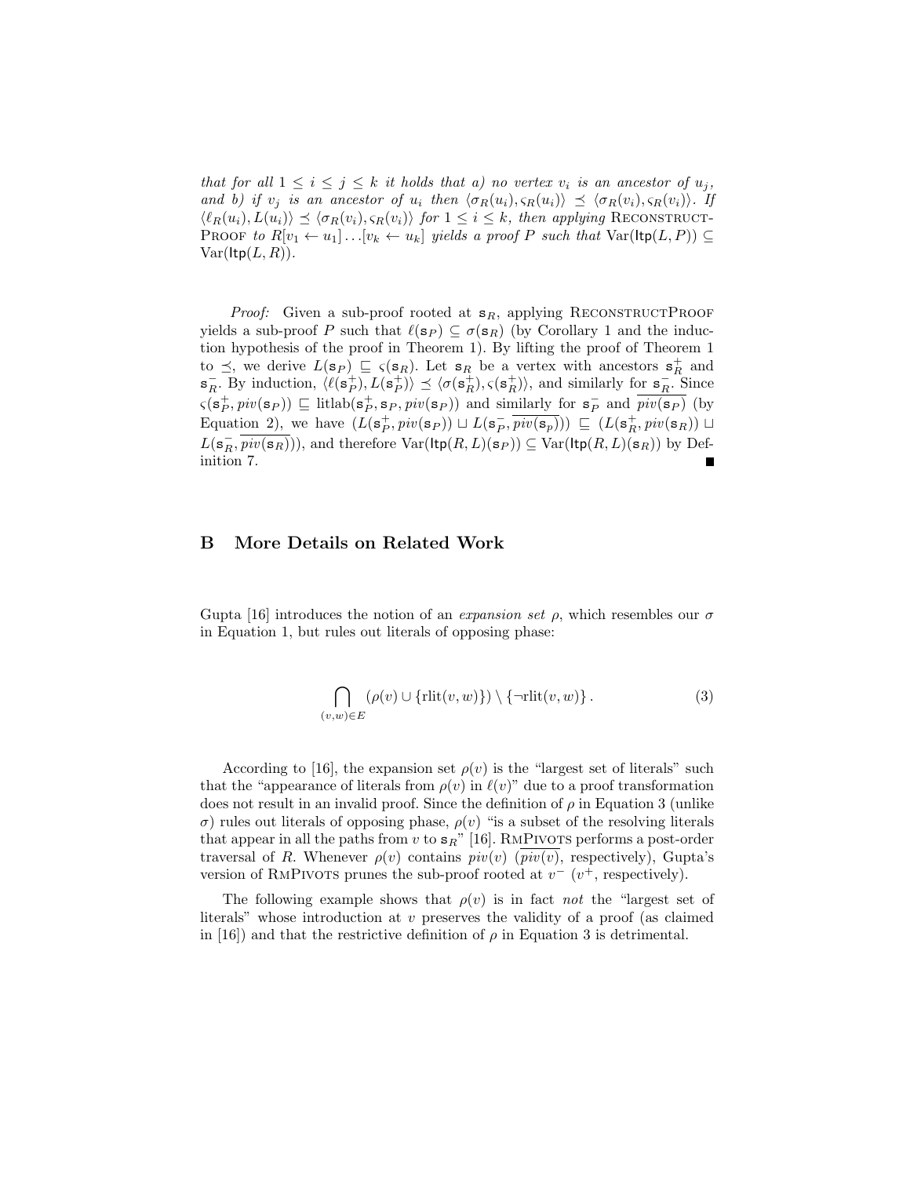*that for all $1 \leq i \leq j \leq k$ it holds that a) no vertex $v_i$ is an ancestor of $u_j$, and b) if $v_j$ is an ancestor of $u_i$ then $\langle \sigma_R(u_i), \varsigma_R(u_i)\rangle \preceq \langle \sigma_R(v_i), \varsigma_R(v_i)\rangle$. If $\langle \ell_R(u_i), L(u_i)\rangle \preceq \langle \sigma_R(v_i), \varsigma_R(v_i)\rangle$ for $1 \leq i \leq k$, then applying* ReconstructProof *to $R[v_1 \leftarrow u_1]\ldots[v_k \leftarrow u_k]$ yields a proof $P$ such that $\mathrm{Var}(\mathsf{Itp}(L, P)) \subseteq \mathrm{Var}(\mathsf{Itp}(L, R))$.*

*Proof:* Given a sub-proof rooted at $\mathsf{s}_R$, applying ReconstructProof yields a sub-proof $P$ such that $\ell(\mathsf{s}_P) \subseteq \sigma(\mathsf{s}_R)$ (by Corollary 1 and the induction hypothesis of the proof in Theorem 1). By lifting the proof of Theorem 1 to $\preceq$, we derive $L(\mathsf{s}_P) \sqsubseteq \varsigma(\mathsf{s}_R)$. Let $\mathsf{s}_R$ be a vertex with ancestors $\mathsf{s}_R^+$ and $\mathsf{s}_R^-$. By induction, $\langle \ell(\mathsf{s}_P^+), L(\mathsf{s}_P^+)\rangle \preceq \langle \sigma(\mathsf{s}_R^+), \varsigma(\mathsf{s}_R^+)\rangle$, and similarly for $\mathsf{s}_R^-$. Since $\varsigma(\mathsf{s}_P^+, piv(\mathsf{s}_P)) \sqsubseteq \mathrm{litlab}(\mathsf{s}_P^+, \mathsf{s}_P, piv(\mathsf{s}_P))$ and similarly for $\mathsf{s}_P^-$ and $\overline{piv(\mathsf{s}_P)}$ (by Equation 2), we have $(L(\mathsf{s}_P^+, piv(\mathsf{s}_P)) \sqcup L(\mathsf{s}_P^-, \overline{piv(\mathsf{s}_p)})) \sqsubseteq (L(\mathsf{s}_R^+, piv(\mathsf{s}_R)) \sqcup L(\mathsf{s}_R^-, \overline{piv(\mathsf{s}_R)}))$, and therefore $\mathrm{Var}(\mathsf{Itp}(R, L)(\mathsf{s}_P)) \subseteq \mathrm{Var}(\mathsf{Itp}(R, L)(\mathsf{s}_R))$ by Definition 7. ■

## B More Details on Related Work

Gupta [16] introduces the notion of an *expansion set* $\rho$, which resembles our $\sigma$ in Equation 1, but rules out literals of opposing phase:

$$\bigcap_{(v,w)\in E} (\rho(v) \cup \{\mathrm{rlit}(v, w)\}) \setminus \{\neg\mathrm{rlit}(v, w)\}\,. \tag{3}$$

According to [16], the expansion set $\rho(v)$ is the "largest set of literals" such that the "appearance of literals from $\rho(v)$ in $\ell(v)$" due to a proof transformation does not result in an invalid proof. Since the definition of $\rho$ in Equation 3 (unlike $\sigma$) rules out literals of opposing phase, $\rho(v)$ "is a subset of the resolving literals that appear in all the paths from $v$ to $\mathsf{s}_R$" [16]. RmPivots performs a post-order traversal of $R$. Whenever $\rho(v)$ contains $piv(v)$ ($\overline{piv(v)}$, respectively), Gupta's version of RmPivots prunes the sub-proof rooted at $v^-$ ($v^+$, respectively).

The following example shows that $\rho(v)$ is in fact *not* the "largest set of literals" whose introduction at $v$ preserves the validity of a proof (as claimed in [16]) and that the restrictive definition of $\rho$ in Equation 3 is detrimental.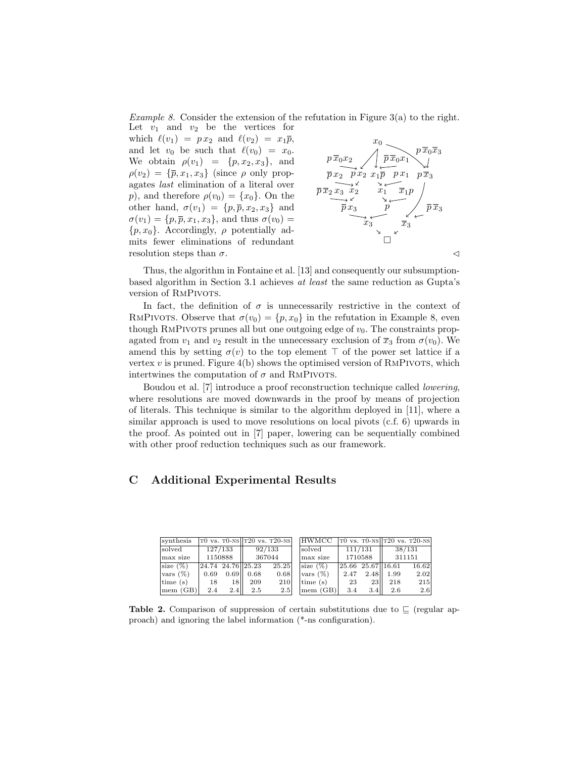*Example 8.* Consider the extension of the refutation in Figure 3(a) to the right. Let $v_1$ and $v_2$ be the vertices for which $\ell(v_1) = p\,x_2$ and $\ell(v_2) = x_1\overline{p}$, and let $v_0$ be such that $\ell(v_0) = x_0$. We obtain $\rho(v_1) = \{p, x_2, x_3\}$, and $\rho(v_2) = \{\overline{p}, x_1, x_3\}$ (since $\rho$ only propagates *last* elimination of a literal over $p$), and therefore $\rho(v_0) = \{x_0\}$. On the other hand, $\sigma(v_1) = \{p, \overline{p}, x_2, x_3\}$ and $\sigma(v_1) = \{p, \overline{p}, x_1, x_3\}$, and thus $\sigma(v_0) = \{p, x_0\}$. Accordingly, $\rho$ potentially admits fewer eliminations of redundant resolution steps than $\sigma$. ◁

Thus, the algorithm in Fontaine et al. [13] and consequently our subsumption-based algorithm in Section 3.1 achieves *at least* the same reduction as Gupta's version of RmPivots.

In fact, the definition of $\sigma$ is unnecessarily restrictive in the context of RmPivots. Observe that $\sigma(v_0) = \{p, x_0\}$ in the refutation in Example 8, even though RmPivots prunes all but one outgoing edge of $v_0$. The constraints propagated from $v_1$ and $v_2$ result in the unnecessary exclusion of $\overline{x}_3$ from $\sigma(v_0)$. We amend this by setting $\sigma(v)$ to the top element $\top$ of the power set lattice if a vertex $v$ is pruned. Figure 4(b) shows the optimised version of RmPivots, which intertwines the computation of $\sigma$ and RmPivots.

Boudou et al. [7] introduce a proof reconstruction technique called *lowering*, where resolutions are moved downwards in the proof by means of projection of literals. This technique is similar to the algorithm deployed in [11], where a similar approach is used to move resolutions on local pivots (c.f. 6) upwards in the proof. As pointed out in [7] paper, lowering can be sequentially combined with other proof reduction techniques such as our framework.

## C Additional Experimental Results

| synthesis | T0 vs. T0-NS | | T20 vs. T20-NS | |
|---|---|---|---|---|
| solved | 127/133 | | 92/133 | |
| max size | 1150888 | | 367044 | |
| size (%) | 24.74 | 24.76 | 25.23 | 25.25 |
| vars (%) | 0.69 | 0.69 | 0.68 | 0.68 |
| time (s) | 18 | 18 | 209 | 210 |
| mem (GB) | 2.4 | 2.4 | 2.5 | 2.5 |

| HWMCC | T0 vs. T0-NS | | T20 vs. T20-NS | |
|---|---|---|---|---|
| solved | 111/131 | | 38/131 | |
| max size | 1710588 | | 311151 | |
| size (%) | 25.66 | 25.67 | 16.61 | 16.62 |
| vars (%) | 2.47 | 2.48 | 1.99 | 2.02 |
| time (s) | 23 | 23 | 218 | 215 |
| mem (GB) | 3.4 | 3.4 | 2.6 | 2.6 |

**Table 2.** Comparison of suppression of certain substitutions due to $\sqsubseteq$ (regular approach) and ignoring the label information (*-ns configuration).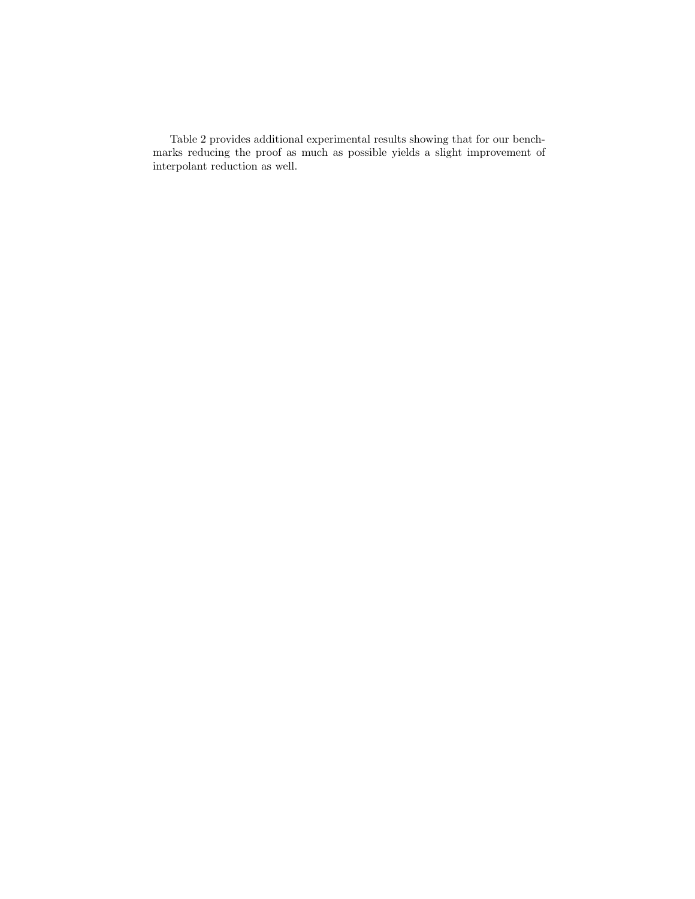Table 2 provides additional experimental results showing that for our benchmarks reducing the proof as much as possible yields a slight improvement of interpolant reduction as well.